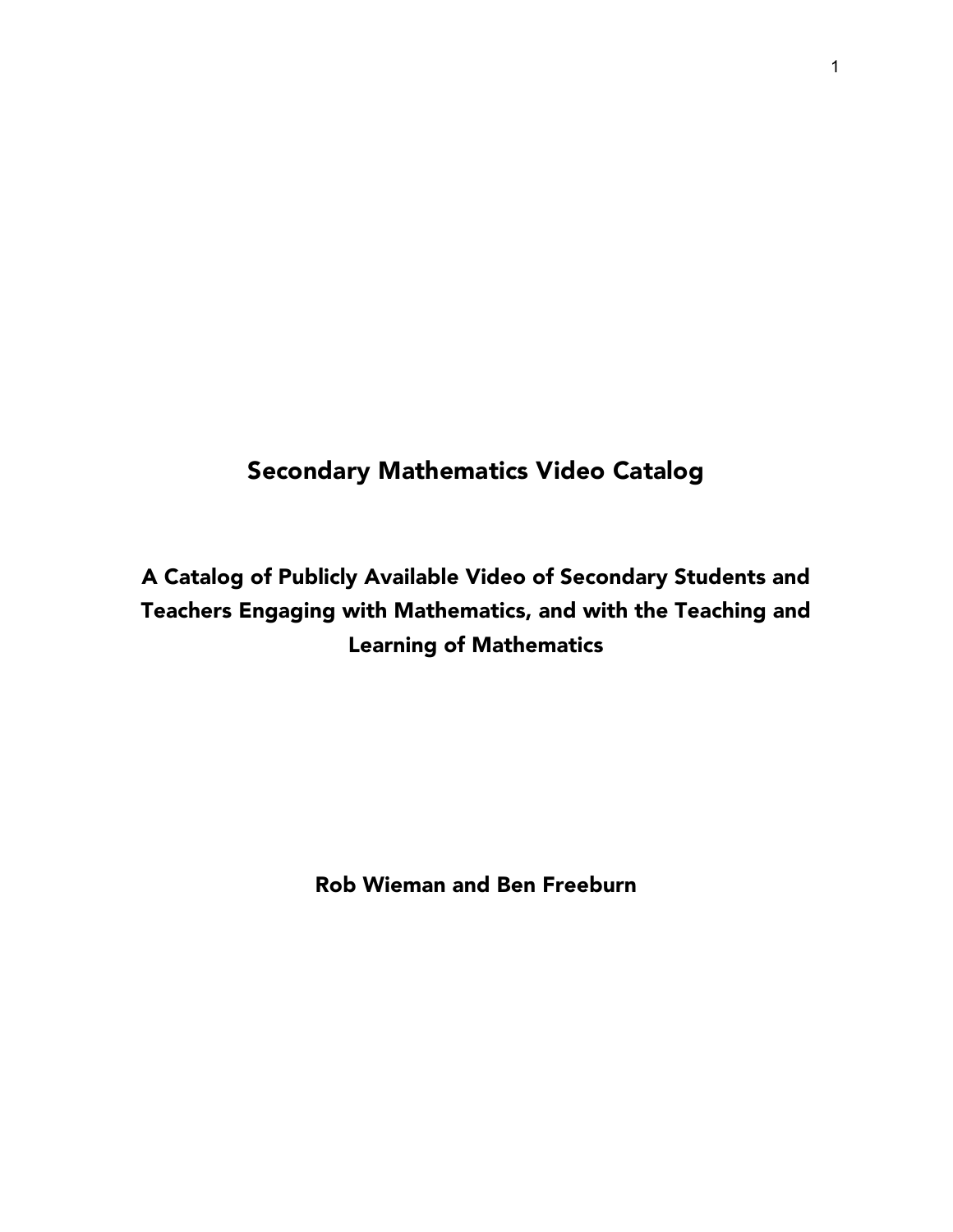# Secondary Mathematics Video Catalog

## A Catalog of Publicly Available Video of Secondary Students and Teachers Engaging with Mathematics, and with the Teaching and Learning of Mathematics

**Rob Wieman and Ben Freeburn**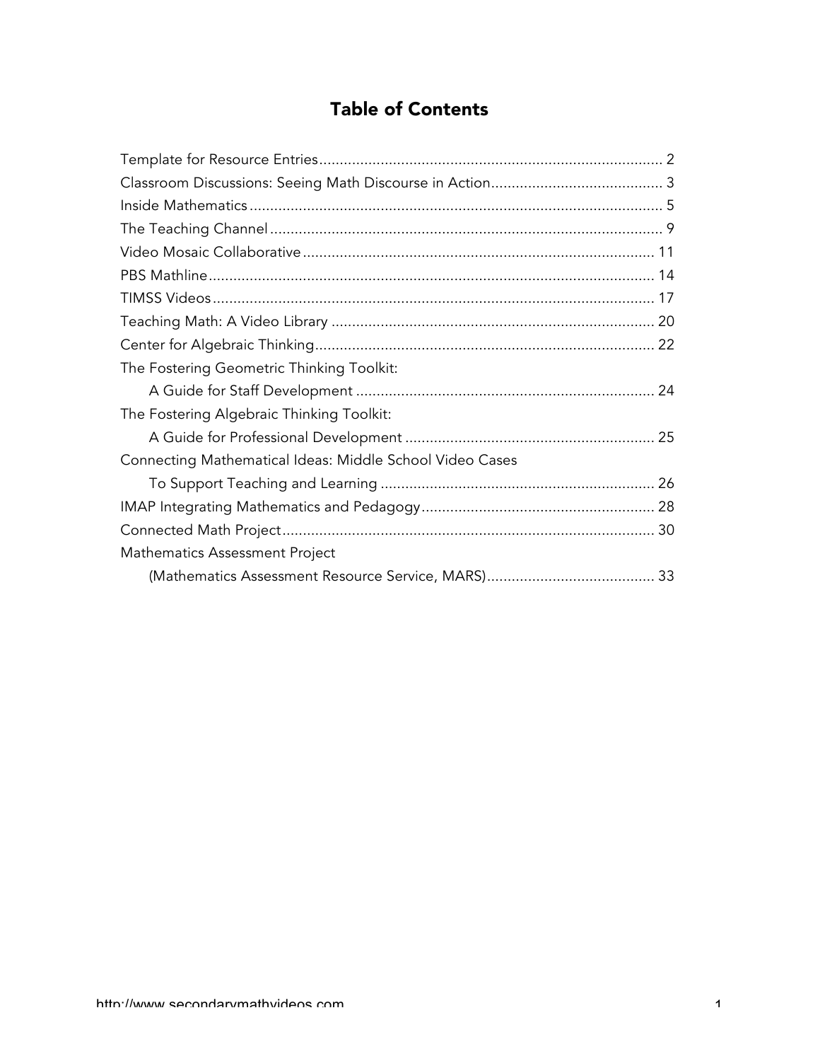# Table of Contents

| | |
|---|---|
| Template for Resource Entries | 2 |
| Classroom Discussions: Seeing Math Discourse in Action | 3 |
| Inside Mathematics | 5 |
| The Teaching Channel | 9 |
| Video Mosaic Collaborative | 11 |
| PBS Mathline | 14 |
| TIMSS Videos | 17 |
| Teaching Math: A Video Library | 20 |
| Center for Algebraic Thinking | 22 |
| The Fostering Geometric Thinking Toolkit: A Guide for Staff Development | 24 |
| The Fostering Algebraic Thinking Toolkit: A Guide for Professional Development | 25 |
| Connecting Mathematical Ideas: Middle School Video Cases To Support Teaching and Learning | 26 |
| IMAP Integrating Mathematics and Pedagogy | 28 |
| Connected Math Project | 30 |
| Mathematics Assessment Project (Mathematics Assessment Resource Service, MARS) | 33 |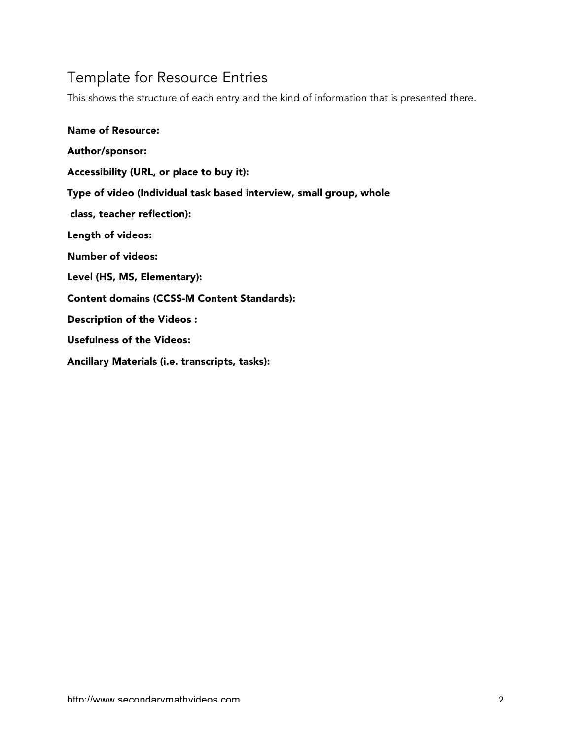## Template for Resource Entries

This shows the structure of each entry and the kind of information that is presented there.

**Name of Resource:**

**Author/sponsor:**

**Accessibility (URL, or place to buy it):**

**Type of video (Individual task based interview, small group, whole class, teacher reflection):**

**Length of videos:**

**Number of videos:**

**Level (HS, MS, Elementary):**

**Content domains (CCSS-M Content Standards):**

**Description of the Videos :**

**Usefulness of the Videos:**

**Ancillary Materials (i.e. transcripts, tasks):**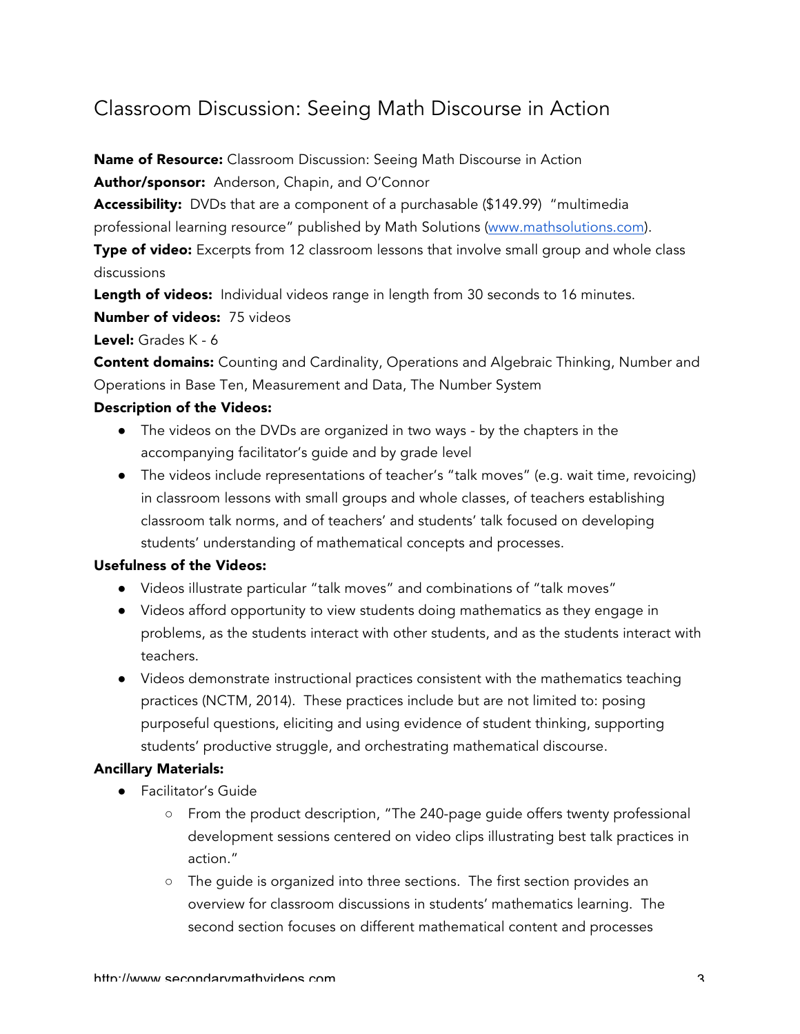## Classroom Discussion: Seeing Math Discourse in Action

**Name of Resource:** Classroom Discussion: Seeing Math Discourse in Action

**Author/sponsor:** Anderson, Chapin, and O'Connor

**Accessibility:** DVDs that are a component of a purchasable ($149.99) "multimedia professional learning resource" published by Math Solutions (www.mathsolutions.com).

**Type of video:** Excerpts from 12 classroom lessons that involve small group and whole class discussions

**Length of videos:** Individual videos range in length from 30 seconds to 16 minutes.

**Number of videos:** 75 videos

**Level:** Grades K - 6

**Content domains:** Counting and Cardinality, Operations and Algebraic Thinking, Number and Operations in Base Ten, Measurement and Data, The Number System

**Description of the Videos:**

- The videos on the DVDs are organized in two ways - by the chapters in the accompanying facilitator's guide and by grade level
- The videos include representations of teacher's "talk moves" (e.g. wait time, revoicing) in classroom lessons with small groups and whole classes, of teachers establishing classroom talk norms, and of teachers' and students' talk focused on developing students' understanding of mathematical concepts and processes.

**Usefulness of the Videos:**

- Videos illustrate particular "talk moves" and combinations of "talk moves"
- Videos afford opportunity to view students doing mathematics as they engage in problems, as the students interact with other students, and as the students interact with teachers.
- Videos demonstrate instructional practices consistent with the mathematics teaching practices (NCTM, 2014). These practices include but are not limited to: posing purposeful questions, eliciting and using evidence of student thinking, supporting students' productive struggle, and orchestrating mathematical discourse.

**Ancillary Materials:**

- Facilitator's Guide
  - From the product description, "The 240-page guide offers twenty professional development sessions centered on video clips illustrating best talk practices in action."
  - The guide is organized into three sections. The first section provides an overview for classroom discussions in students' mathematics learning. The second section focuses on different mathematical content and processes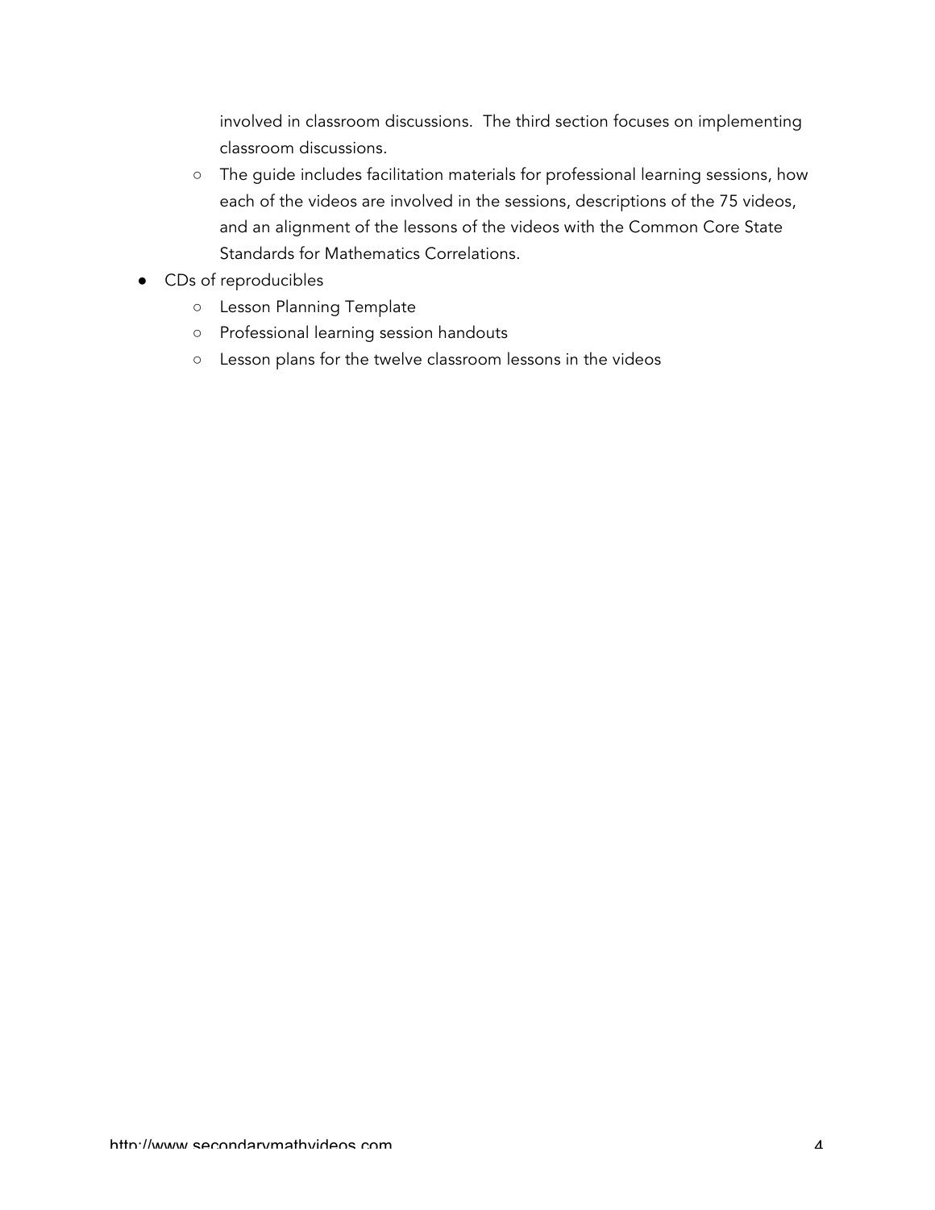involved in classroom discussions.  The third section focuses on implementing classroom discussions.

- The guide includes facilitation materials for professional learning sessions, how each of the videos are involved in the sessions, descriptions of the 75 videos, and an alignment of the lessons of the videos with the Common Core State Standards for Mathematics Correlations.

- CDs of reproducibles
    - Lesson Planning Template
    - Professional learning session handouts
    - Lesson plans for the twelve classroom lessons in the videos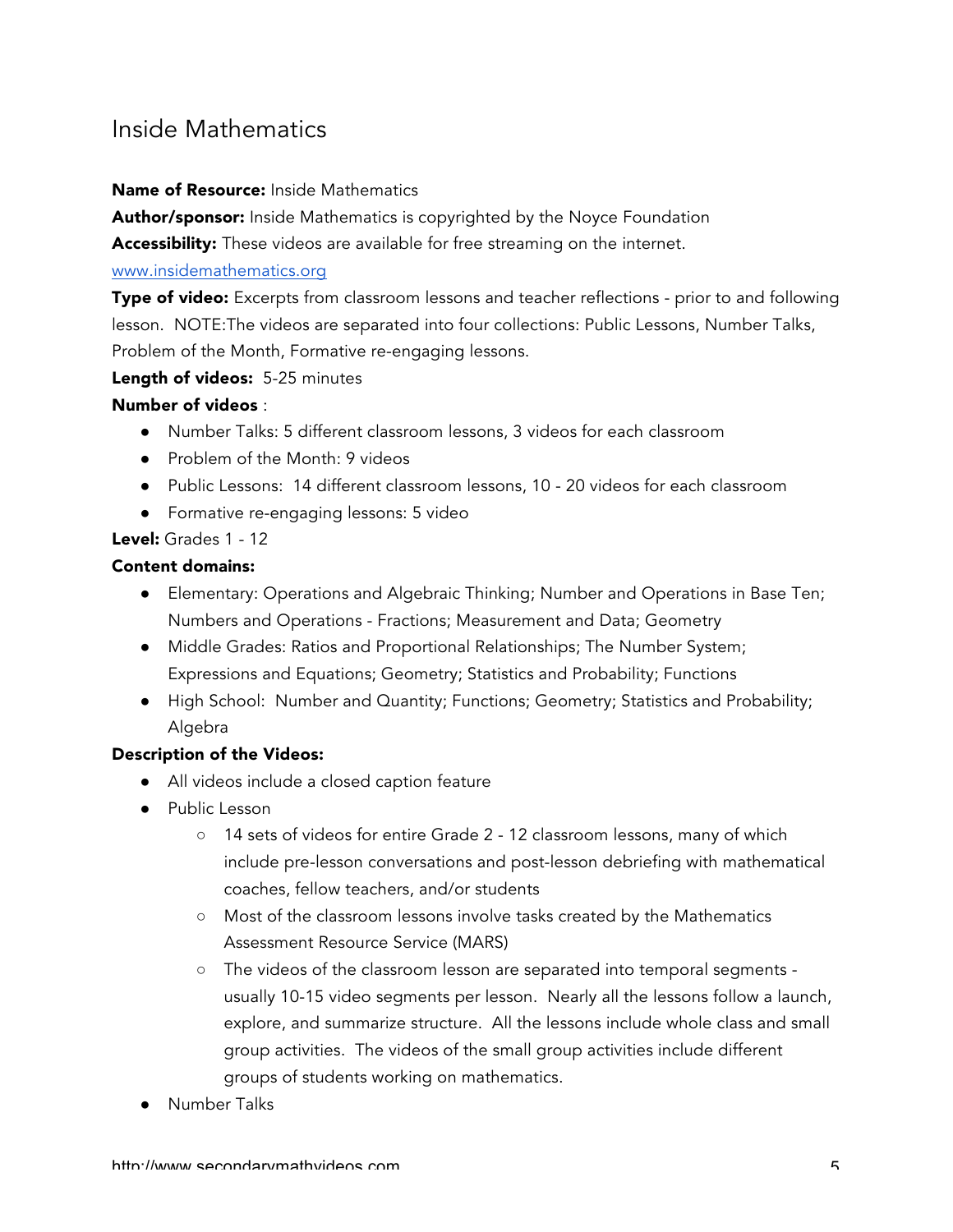## Inside Mathematics

**Name of Resource:** Inside Mathematics

**Author/sponsor:** Inside Mathematics is copyrighted by the Noyce Foundation

**Accessibility:** These videos are available for free streaming on the internet.
[www.insidemathematics.org](http://www.insidemathematics.org)

**Type of video:** Excerpts from classroom lessons and teacher reflections - prior to and following lesson. NOTE:The videos are separated into four collections: Public Lessons, Number Talks, Problem of the Month, Formative re-engaging lessons.

**Length of videos:** 5-25 minutes

**Number of videos** :

- Number Talks: 5 different classroom lessons, 3 videos for each classroom
- Problem of the Month: 9 videos
- Public Lessons: 14 different classroom lessons, 10 - 20 videos for each classroom
- Formative re-engaging lessons: 5 video

**Level:** Grades 1 - 12

**Content domains:**

- Elementary: Operations and Algebraic Thinking; Number and Operations in Base Ten; Numbers and Operations - Fractions; Measurement and Data; Geometry
- Middle Grades: Ratios and Proportional Relationships; The Number System; Expressions and Equations; Geometry; Statistics and Probability; Functions
- High School: Number and Quantity; Functions; Geometry; Statistics and Probability; Algebra

**Description of the Videos:**

- All videos include a closed caption feature
- Public Lesson
  - 14 sets of videos for entire Grade 2 - 12 classroom lessons, many of which include pre-lesson conversations and post-lesson debriefing with mathematical coaches, fellow teachers, and/or students
  - Most of the classroom lessons involve tasks created by the Mathematics Assessment Resource Service (MARS)
  - The videos of the classroom lesson are separated into temporal segments - usually 10-15 video segments per lesson. Nearly all the lessons follow a launch, explore, and summarize structure. All the lessons include whole class and small group activities. The videos of the small group activities include different groups of students working on mathematics.
- Number Talks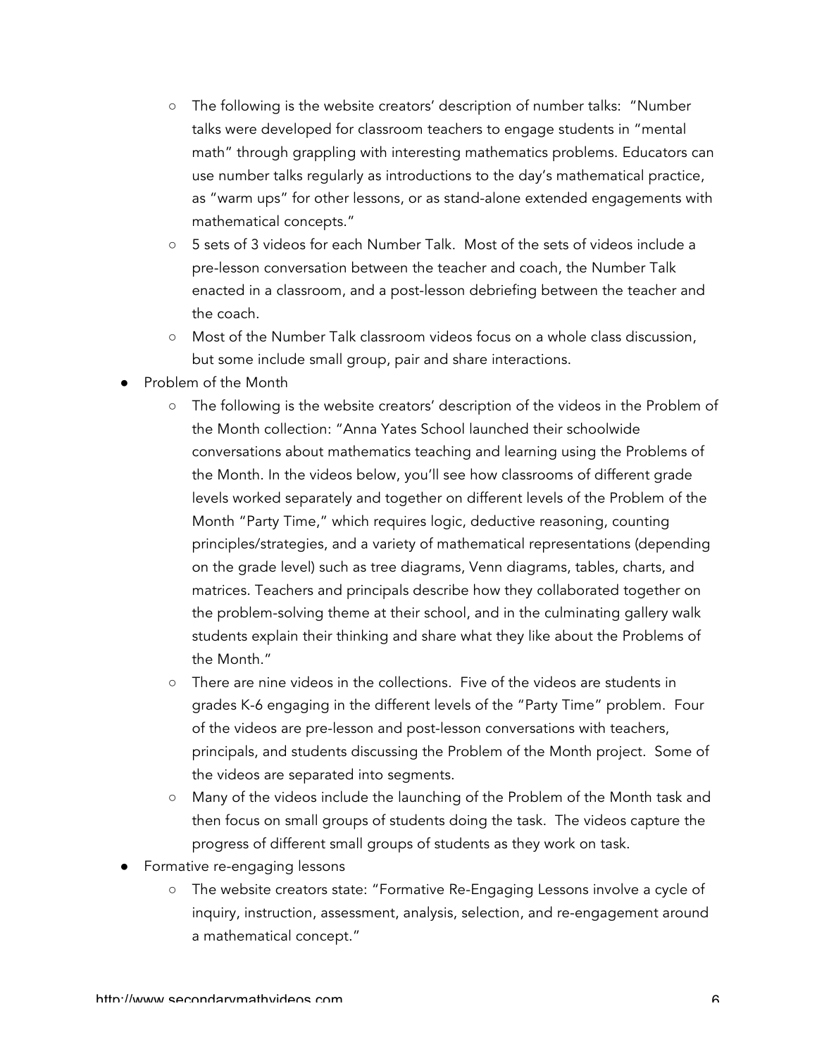- The following is the website creators' description of number talks: "Number talks were developed for classroom teachers to engage students in "mental math" through grappling with interesting mathematics problems. Educators can use number talks regularly as introductions to the day's mathematical practice, as "warm ups" for other lessons, or as stand-alone extended engagements with mathematical concepts."
    - 5 sets of 3 videos for each Number Talk. Most of the sets of videos include a pre-lesson conversation between the teacher and coach, the Number Talk enacted in a classroom, and a post-lesson debriefing between the teacher and the coach.
    - Most of the Number Talk classroom videos focus on a whole class discussion, but some include small group, pair and share interactions.
- Problem of the Month
    - The following is the website creators' description of the videos in the Problem of the Month collection: "Anna Yates School launched their schoolwide conversations about mathematics teaching and learning using the Problems of the Month. In the videos below, you'll see how classrooms of different grade levels worked separately and together on different levels of the Problem of the Month "Party Time," which requires logic, deductive reasoning, counting principles/strategies, and a variety of mathematical representations (depending on the grade level) such as tree diagrams, Venn diagrams, tables, charts, and matrices. Teachers and principals describe how they collaborated together on the problem-solving theme at their school, and in the culminating gallery walk students explain their thinking and share what they like about the Problems of the Month."
    - There are nine videos in the collections. Five of the videos are students in grades K-6 engaging in the different levels of the "Party Time" problem. Four of the videos are pre-lesson and post-lesson conversations with teachers, principals, and students discussing the Problem of the Month project. Some of the videos are separated into segments.
    - Many of the videos include the launching of the Problem of the Month task and then focus on small groups of students doing the task. The videos capture the progress of different small groups of students as they work on task.
- Formative re-engaging lessons
    - The website creators state: "Formative Re-Engaging Lessons involve a cycle of inquiry, instruction, assessment, analysis, selection, and re-engagement around a mathematical concept."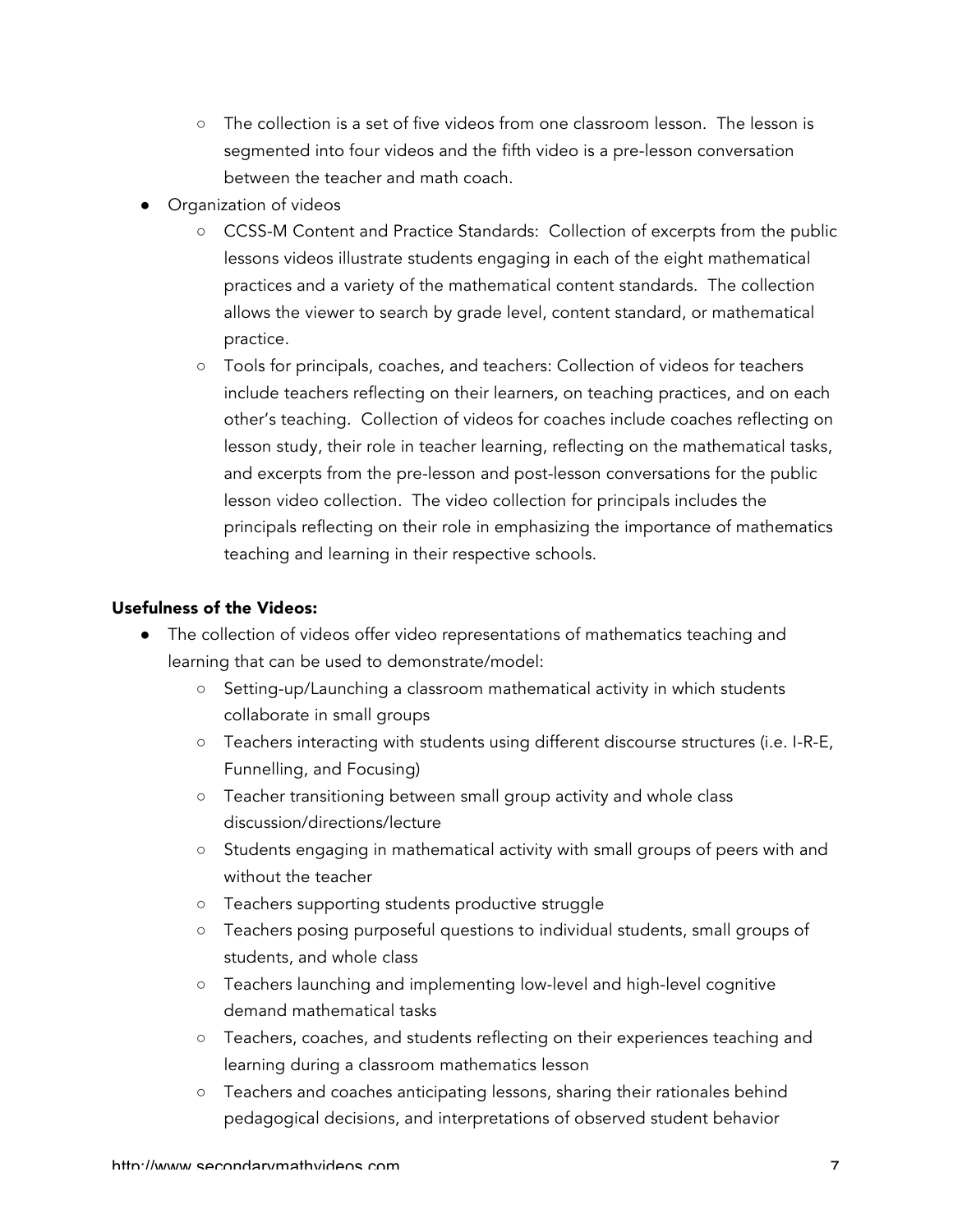- The collection is a set of five videos from one classroom lesson. The lesson is segmented into four videos and the fifth video is a pre-lesson conversation between the teacher and math coach.
- Organization of videos
    - CCSS-M Content and Practice Standards: Collection of excerpts from the public lessons videos illustrate students engaging in each of the eight mathematical practices and a variety of the mathematical content standards. The collection allows the viewer to search by grade level, content standard, or mathematical practice.
    - Tools for principals, coaches, and teachers: Collection of videos for teachers include teachers reflecting on their learners, on teaching practices, and on each other's teaching. Collection of videos for coaches include coaches reflecting on lesson study, their role in teacher learning, reflecting on the mathematical tasks, and excerpts from the pre-lesson and post-lesson conversations for the public lesson video collection. The video collection for principals includes the principals reflecting on their role in emphasizing the importance of mathematics teaching and learning in their respective schools.

**Usefulness of the Videos:**

- The collection of videos offer video representations of mathematics teaching and learning that can be used to demonstrate/model:
    - Setting-up/Launching a classroom mathematical activity in which students collaborate in small groups
    - Teachers interacting with students using different discourse structures (i.e. I-R-E, Funnelling, and Focusing)
    - Teacher transitioning between small group activity and whole class discussion/directions/lecture
    - Students engaging in mathematical activity with small groups of peers with and without the teacher
    - Teachers supporting students productive struggle
    - Teachers posing purposeful questions to individual students, small groups of students, and whole class
    - Teachers launching and implementing low-level and high-level cognitive demand mathematical tasks
    - Teachers, coaches, and students reflecting on their experiences teaching and learning during a classroom mathematics lesson
    - Teachers and coaches anticipating lessons, sharing their rationales behind pedagogical decisions, and interpretations of observed student behavior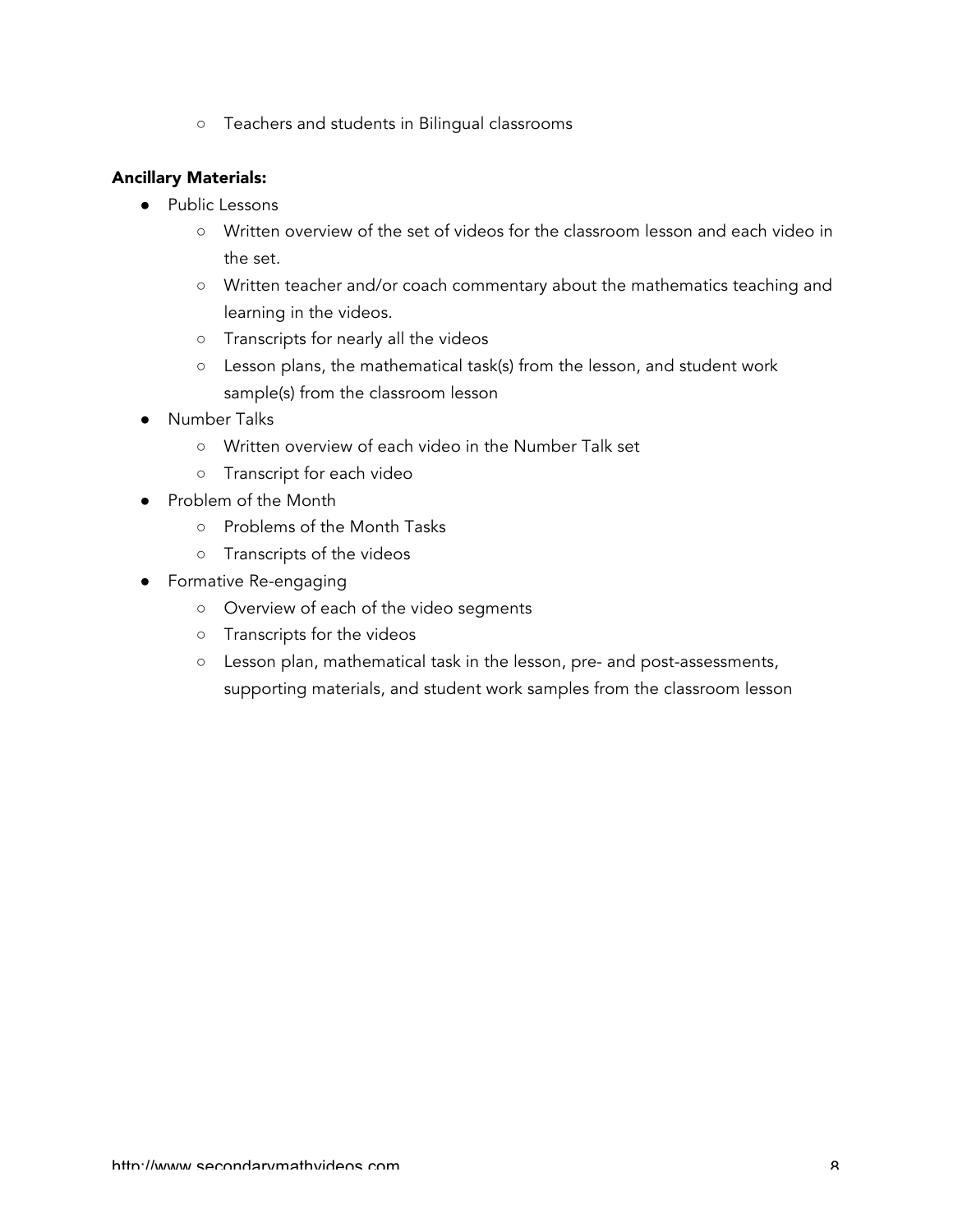- Teachers and students in Bilingual classrooms

**Ancillary Materials:**

- Public Lessons
    - Written overview of the set of videos for the classroom lesson and each video in the set.
    - Written teacher and/or coach commentary about the mathematics teaching and learning in the videos.
    - Transcripts for nearly all the videos
    - Lesson plans, the mathematical task(s) from the lesson, and student work sample(s) from the classroom lesson
- Number Talks
    - Written overview of each video in the Number Talk set
    - Transcript for each video
- Problem of the Month
    - Problems of the Month Tasks
    - Transcripts of the videos
- Formative Re-engaging
    - Overview of each of the video segments
    - Transcripts for the videos
    - Lesson plan, mathematical task in the lesson, pre- and post-assessments, supporting materials, and student work samples from the classroom lesson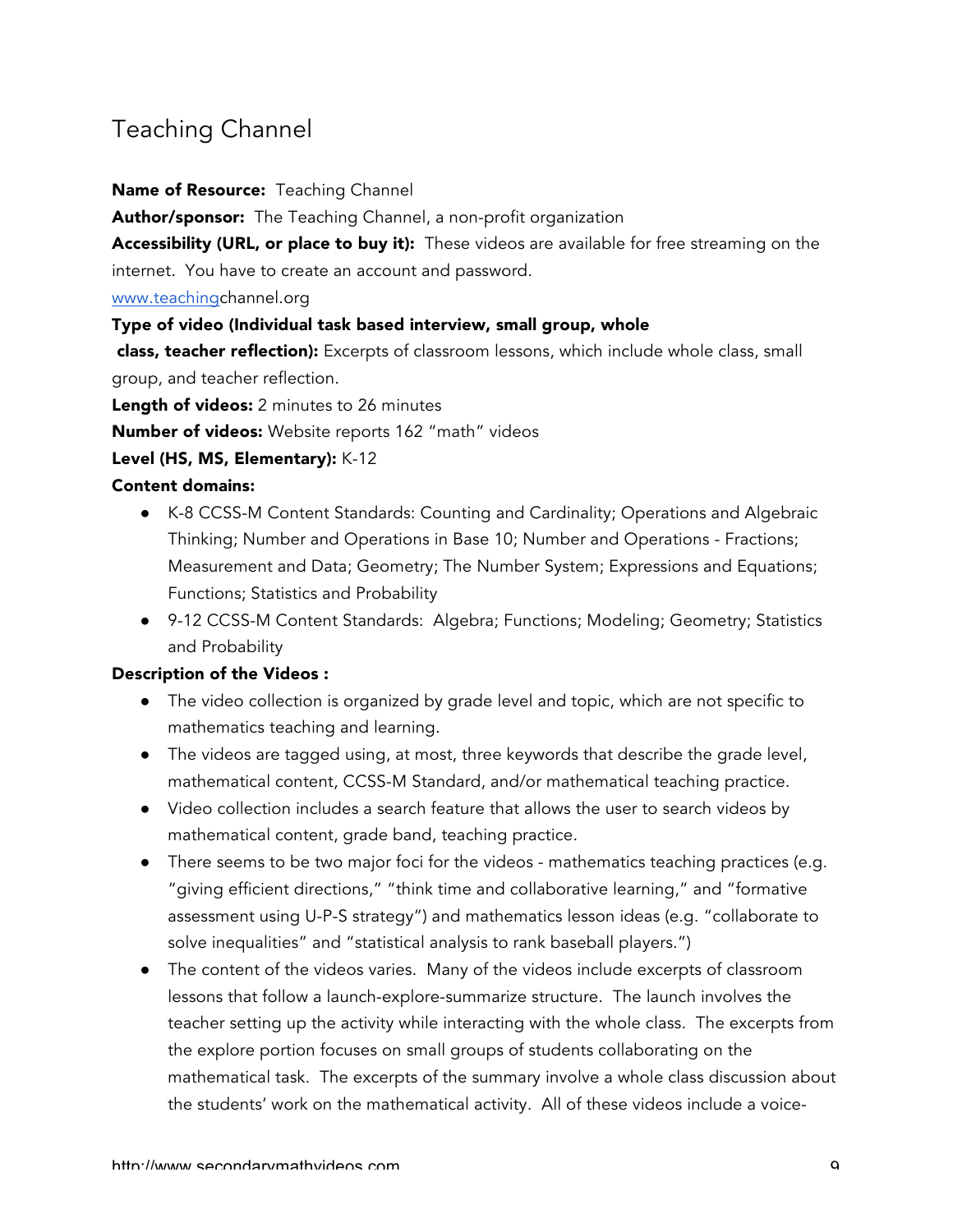# Teaching Channel

**Name of Resource:** Teaching Channel

**Author/sponsor:** The Teaching Channel, a non-profit organization

**Accessibility (URL, or place to buy it):** These videos are available for free streaming on the internet. You have to create an account and password.

www.teachingchannel.org

**Type of video (Individual task based interview, small group, whole class, teacher reflection):** Excerpts of classroom lessons, which include whole class, small group, and teacher reflection.

**Length of videos:** 2 minutes to 26 minutes

**Number of videos:** Website reports 162 "math" videos

**Level (HS, MS, Elementary):** K-12

**Content domains:**

- K-8 CCSS-M Content Standards: Counting and Cardinality; Operations and Algebraic Thinking; Number and Operations in Base 10; Number and Operations - Fractions; Measurement and Data; Geometry; The Number System; Expressions and Equations; Functions; Statistics and Probability
- 9-12 CCSS-M Content Standards: Algebra; Functions; Modeling; Geometry; Statistics and Probability

**Description of the Videos :**

- The video collection is organized by grade level and topic, which are not specific to mathematics teaching and learning.
- The videos are tagged using, at most, three keywords that describe the grade level, mathematical content, CCSS-M Standard, and/or mathematical teaching practice.
- Video collection includes a search feature that allows the user to search videos by mathematical content, grade band, teaching practice.
- There seems to be two major foci for the videos - mathematics teaching practices (e.g. "giving efficient directions," "think time and collaborative learning," and "formative assessment using U-P-S strategy") and mathematics lesson ideas (e.g. "collaborate to solve inequalities" and "statistical analysis to rank baseball players.")
- The content of the videos varies. Many of the videos include excerpts of classroom lessons that follow a launch-explore-summarize structure. The launch involves the teacher setting up the activity while interacting with the whole class. The excerpts from the explore portion focuses on small groups of students collaborating on the mathematical task. The excerpts of the summary involve a whole class discussion about the students' work on the mathematical activity. All of these videos include a voice-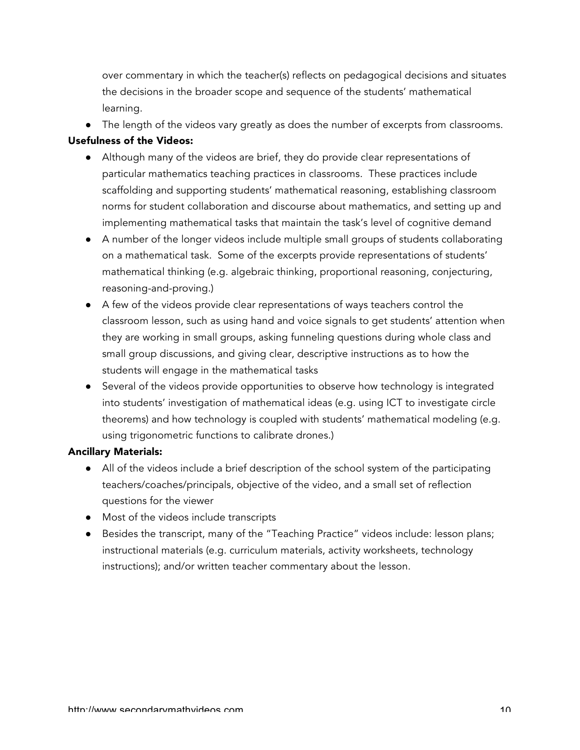over commentary in which the teacher(s) reflects on pedagogical decisions and situates the decisions in the broader scope and sequence of the students' mathematical learning.

- The length of the videos vary greatly as does the number of excerpts from classrooms.

**Usefulness of the Videos:**

- Although many of the videos are brief, they do provide clear representations of particular mathematics teaching practices in classrooms. These practices include scaffolding and supporting students' mathematical reasoning, establishing classroom norms for student collaboration and discourse about mathematics, and setting up and implementing mathematical tasks that maintain the task's level of cognitive demand
- A number of the longer videos include multiple small groups of students collaborating on a mathematical task. Some of the excerpts provide representations of students' mathematical thinking (e.g. algebraic thinking, proportional reasoning, conjecturing, reasoning-and-proving.)
- A few of the videos provide clear representations of ways teachers control the classroom lesson, such as using hand and voice signals to get students' attention when they are working in small groups, asking funneling questions during whole class and small group discussions, and giving clear, descriptive instructions as to how the students will engage in the mathematical tasks
- Several of the videos provide opportunities to observe how technology is integrated into students' investigation of mathematical ideas (e.g. using ICT to investigate circle theorems) and how technology is coupled with students' mathematical modeling (e.g. using trigonometric functions to calibrate drones.)

**Ancillary Materials:**

- All of the videos include a brief description of the school system of the participating teachers/coaches/principals, objective of the video, and a small set of reflection questions for the viewer
- Most of the videos include transcripts
- Besides the transcript, many of the "Teaching Practice" videos include: lesson plans; instructional materials (e.g. curriculum materials, activity worksheets, technology instructions); and/or written teacher commentary about the lesson.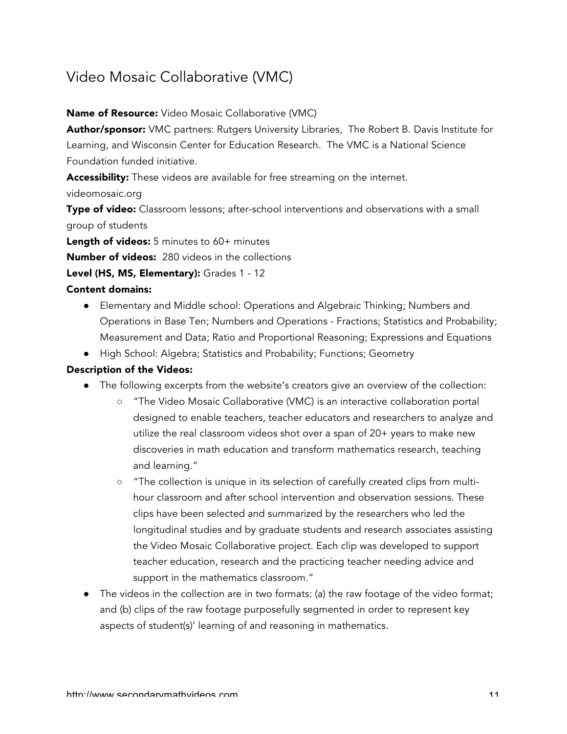# Video Mosaic Collaborative (VMC)

**Name of Resource:** Video Mosaic Collaborative (VMC)

**Author/sponsor:** VMC partners: Rutgers University Libraries, The Robert B. Davis Institute for Learning, and Wisconsin Center for Education Research. The VMC is a National Science Foundation funded initiative.

**Accessibility:** These videos are available for free streaming on the internet. videomosaic.org

**Type of video:** Classroom lessons; after-school interventions and observations with a small group of students

**Length of videos:** 5 minutes to 60+ minutes

**Number of videos:** 280 videos in the collections

**Level (HS, MS, Elementary):** Grades 1 - 12

**Content domains:**

- Elementary and Middle school: Operations and Algebraic Thinking; Numbers and Operations in Base Ten; Numbers and Operations - Fractions; Statistics and Probability; Measurement and Data; Ratio and Proportional Reasoning; Expressions and Equations
- High School: Algebra; Statistics and Probability; Functions; Geometry

**Description of the Videos:**

- The following excerpts from the website's creators give an overview of the collection:
  - "The Video Mosaic Collaborative (VMC) is an interactive collaboration portal designed to enable teachers, teacher educators and researchers to analyze and utilize the real classroom videos shot over a span of 20+ years to make new discoveries in math education and transform mathematics research, teaching and learning."
  - "The collection is unique in its selection of carefully created clips from multi-hour classroom and after school intervention and observation sessions. These clips have been selected and summarized by the researchers who led the longitudinal studies and by graduate students and research associates assisting the Video Mosaic Collaborative project. Each clip was developed to support teacher education, research and the practicing teacher needing advice and support in the mathematics classroom."
- The videos in the collection are in two formats: (a) the raw footage of the video format; and (b) clips of the raw footage purposefully segmented in order to represent key aspects of student(s)' learning of and reasoning in mathematics.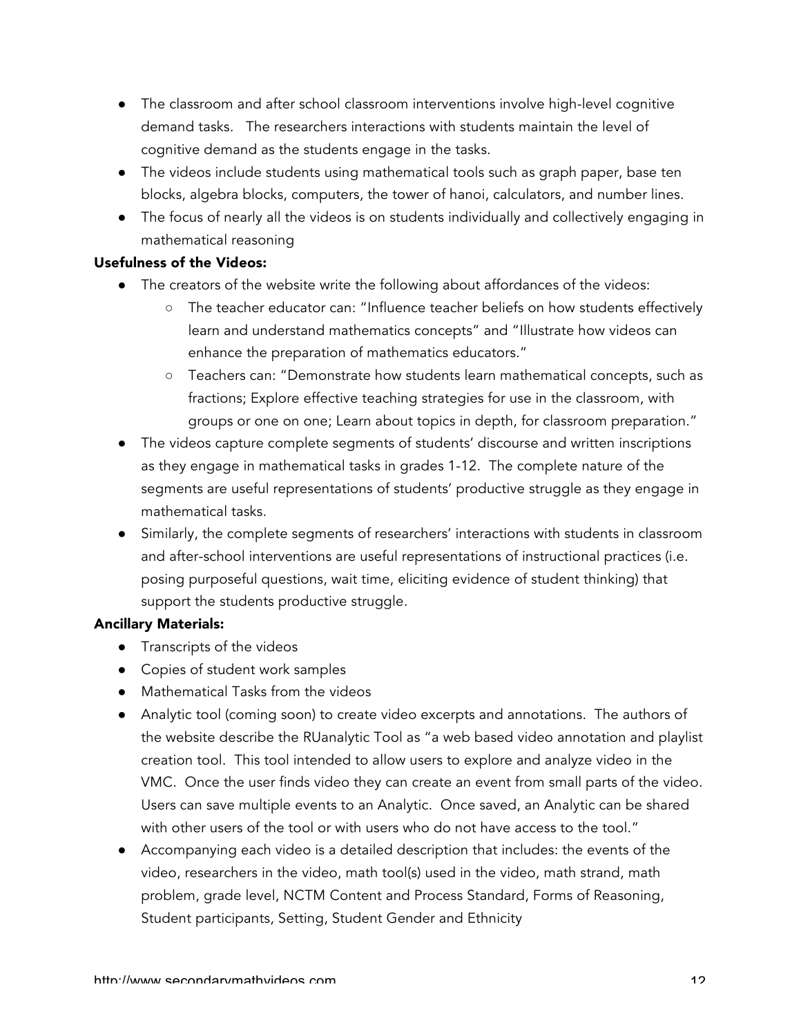- The classroom and after school classroom interventions involve high-level cognitive demand tasks. The researchers interactions with students maintain the level of cognitive demand as the students engage in the tasks.
- The videos include students using mathematical tools such as graph paper, base ten blocks, algebra blocks, computers, the tower of hanoi, calculators, and number lines.
- The focus of nearly all the videos is on students individually and collectively engaging in mathematical reasoning

**Usefulness of the Videos:**

- The creators of the website write the following about affordances of the videos:
  - The teacher educator can: "Influence teacher beliefs on how students effectively learn and understand mathematics concepts" and "Illustrate how videos can enhance the preparation of mathematics educators."
  - Teachers can: "Demonstrate how students learn mathematical concepts, such as fractions; Explore effective teaching strategies for use in the classroom, with groups or one on one; Learn about topics in depth, for classroom preparation."
- The videos capture complete segments of students' discourse and written inscriptions as they engage in mathematical tasks in grades 1-12. The complete nature of the segments are useful representations of students' productive struggle as they engage in mathematical tasks.
- Similarly, the complete segments of researchers' interactions with students in classroom and after-school interventions are useful representations of instructional practices (i.e. posing purposeful questions, wait time, eliciting evidence of student thinking) that support the students productive struggle.

**Ancillary Materials:**

- Transcripts of the videos
- Copies of student work samples
- Mathematical Tasks from the videos
- Analytic tool (coming soon) to create video excerpts and annotations. The authors of the website describe the RUanalytic Tool as "a web based video annotation and playlist creation tool. This tool intended to allow users to explore and analyze video in the VMC. Once the user finds video they can create an event from small parts of the video. Users can save multiple events to an Analytic. Once saved, an Analytic can be shared with other users of the tool or with users who do not have access to the tool."
- Accompanying each video is a detailed description that includes: the events of the video, researchers in the video, math tool(s) used in the video, math strand, math problem, grade level, NCTM Content and Process Standard, Forms of Reasoning, Student participants, Setting, Student Gender and Ethnicity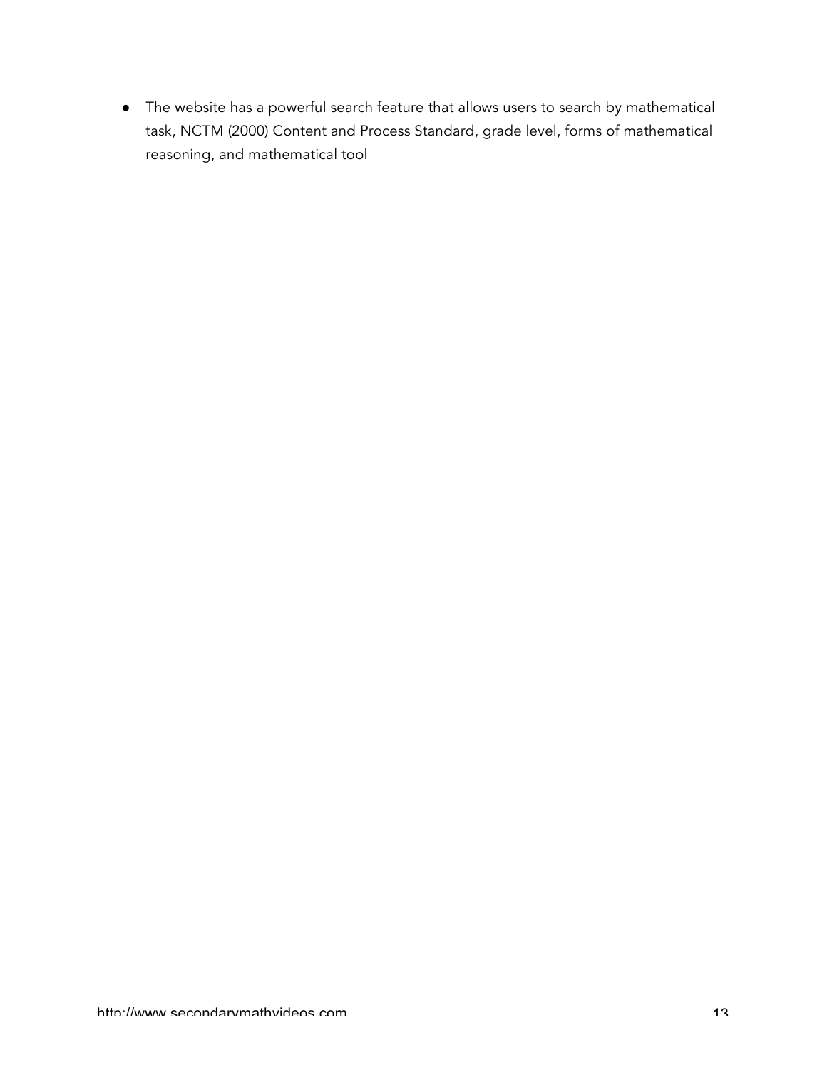- The website has a powerful search feature that allows users to search by mathematical task, NCTM (2000) Content and Process Standard, grade level, forms of mathematical reasoning, and mathematical tool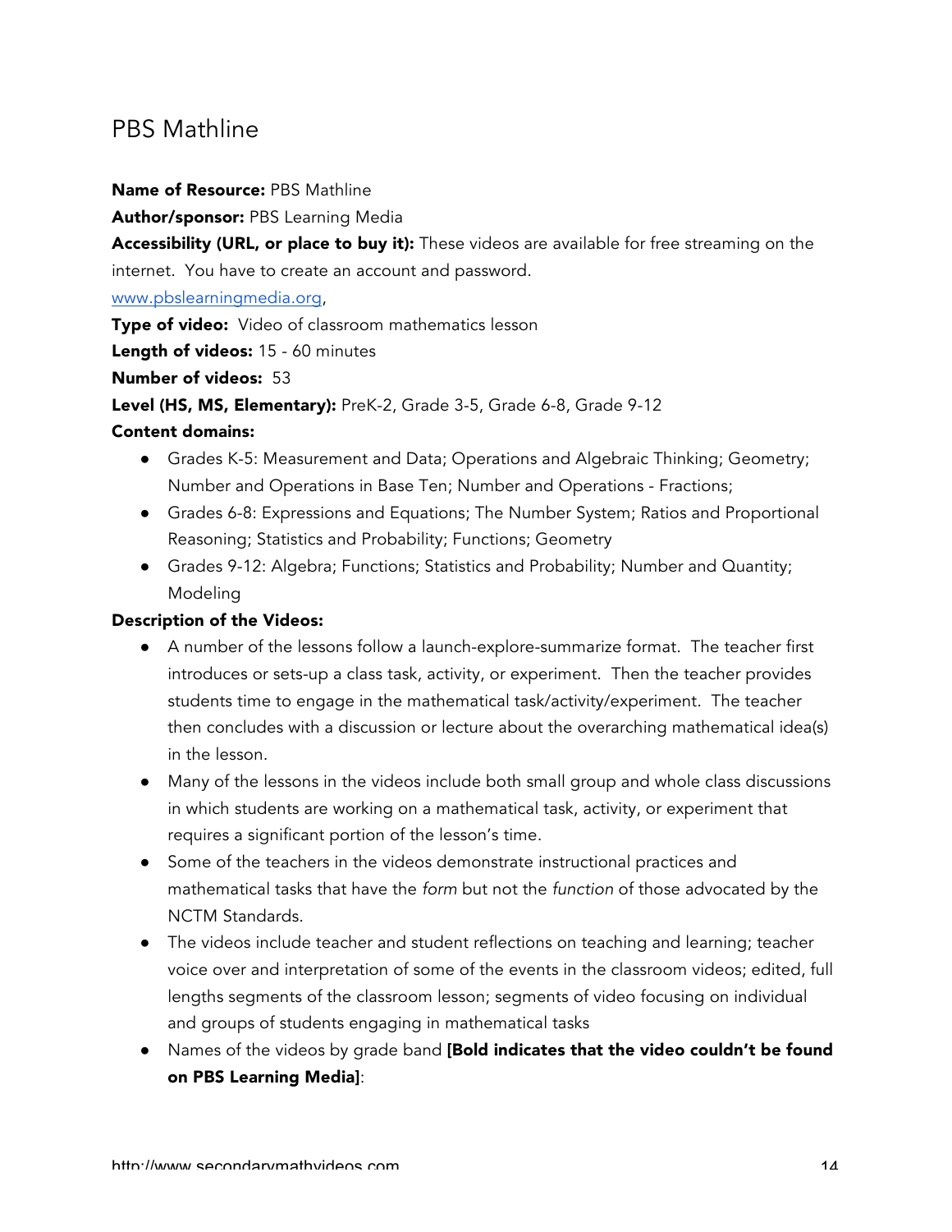## PBS Mathline

**Name of Resource:** PBS Mathline

**Author/sponsor:** PBS Learning Media

**Accessibility (URL, or place to buy it):** These videos are available for free streaming on the internet. You have to create an account and password.
[www.pbslearningmedia.org](http://www.pbslearningmedia.org),

**Type of video:** Video of classroom mathematics lesson

**Length of videos:** 15 - 60 minutes

**Number of videos:** 53

**Level (HS, MS, Elementary):** PreK-2, Grade 3-5, Grade 6-8, Grade 9-12

**Content domains:**

- Grades K-5: Measurement and Data; Operations and Algebraic Thinking; Geometry; Number and Operations in Base Ten; Number and Operations - Fractions;
- Grades 6-8: Expressions and Equations; The Number System; Ratios and Proportional Reasoning; Statistics and Probability; Functions; Geometry
- Grades 9-12: Algebra; Functions; Statistics and Probability; Number and Quantity; Modeling

**Description of the Videos:**

- A number of the lessons follow a launch-explore-summarize format. The teacher first introduces or sets-up a class task, activity, or experiment. Then the teacher provides students time to engage in the mathematical task/activity/experiment. The teacher then concludes with a discussion or lecture about the overarching mathematical idea(s) in the lesson.
- Many of the lessons in the videos include both small group and whole class discussions in which students are working on a mathematical task, activity, or experiment that requires a significant portion of the lesson's time.
- Some of the teachers in the videos demonstrate instructional practices and mathematical tasks that have the *form* but not the *function* of those advocated by the NCTM Standards.
- The videos include teacher and student reflections on teaching and learning; teacher voice over and interpretation of some of the events in the classroom videos; edited, full lengths segments of the classroom lesson; segments of video focusing on individual and groups of students engaging in mathematical tasks
- Names of the videos by grade band **[Bold indicates that the video couldn't be found on PBS Learning Media]**: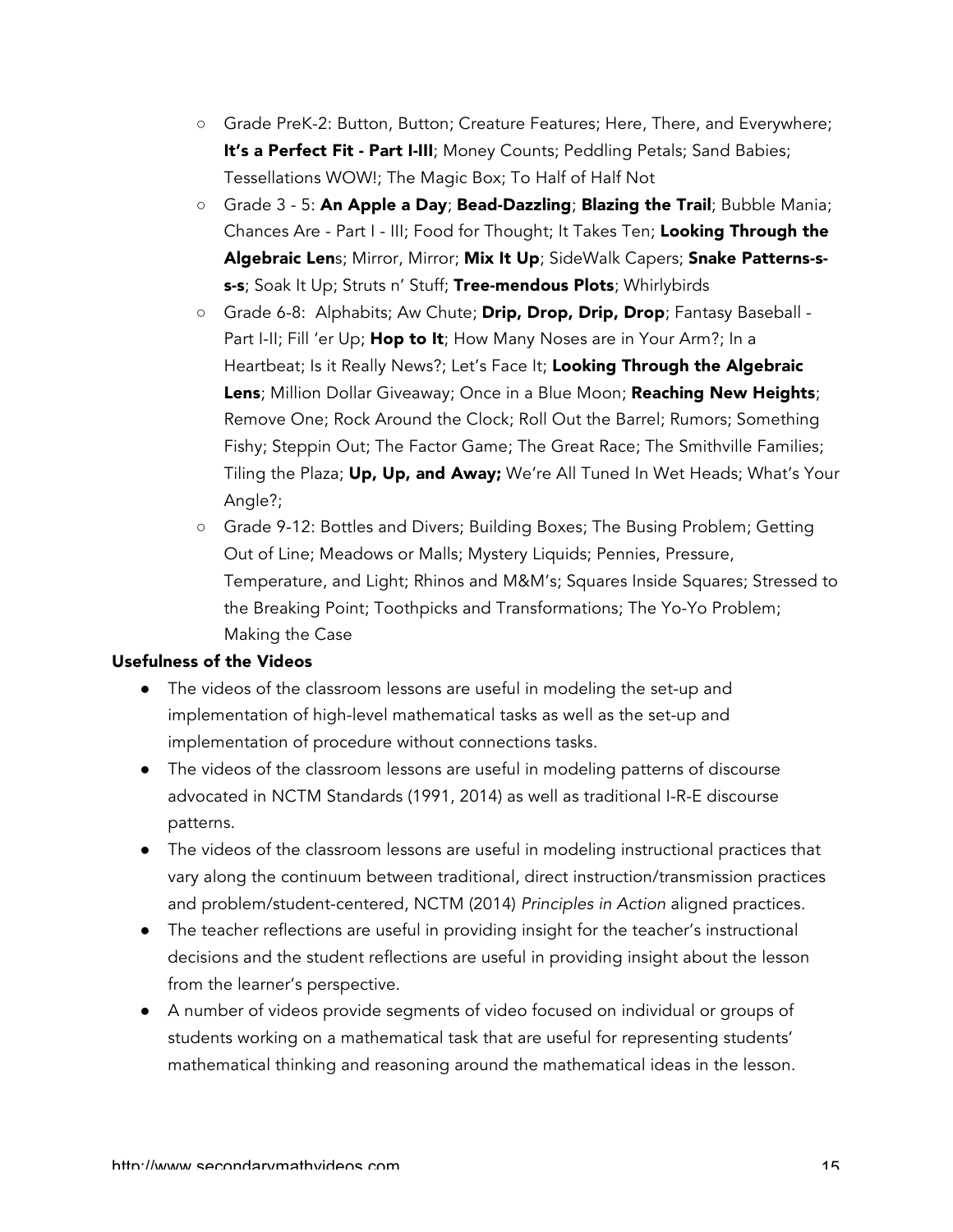- Grade PreK-2: Button, Button; Creature Features; Here, There, and Everywhere; **It's a Perfect Fit - Part I-III**; Money Counts; Peddling Petals; Sand Babies; Tessellations WOW!; The Magic Box; To Half of Half Not
- Grade 3 - 5: **An Apple a Day**; **Bead-Dazzling**; **Blazing the Trail**; Bubble Mania; Chances Are - Part I - III; Food for Thought; It Takes Ten; **Looking Through the Algebraic Len**s; Mirror, Mirror; **Mix It Up**; SideWalk Capers; **Snake Patterns-s-s-s**; Soak It Up; Struts n' Stuff; **Tree-mendous Plots**; Whirlybirds
- Grade 6-8: Alphabits; Aw Chute; **Drip, Drop, Drip, Drop**; Fantasy Baseball - Part I-II; Fill 'er Up; **Hop to It**; How Many Noses are in Your Arm?; In a Heartbeat; Is it Really News?; Let's Face It; **Looking Through the Algebraic Lens**; Million Dollar Giveaway; Once in a Blue Moon; **Reaching New Heights**; Remove One; Rock Around the Clock; Roll Out the Barrel; Rumors; Something Fishy; Steppin Out; The Factor Game; The Great Race; The Smithville Families; Tiling the Plaza; **Up, Up, and Away;** We're All Tuned In Wet Heads; What's Your Angle?;
- Grade 9-12: Bottles and Divers; Building Boxes; The Busing Problem; Getting Out of Line; Meadows or Malls; Mystery Liquids; Pennies, Pressure, Temperature, and Light; Rhinos and M&M's; Squares Inside Squares; Stressed to the Breaking Point; Toothpicks and Transformations; The Yo-Yo Problem; Making the Case

**Usefulness of the Videos**

- The videos of the classroom lessons are useful in modeling the set-up and implementation of high-level mathematical tasks as well as the set-up and implementation of procedure without connections tasks.
- The videos of the classroom lessons are useful in modeling patterns of discourse advocated in NCTM Standards (1991, 2014) as well as traditional I-R-E discourse patterns.
- The videos of the classroom lessons are useful in modeling instructional practices that vary along the continuum between traditional, direct instruction/transmission practices and problem/student-centered, NCTM (2014) *Principles in Action* aligned practices.
- The teacher reflections are useful in providing insight for the teacher's instructional decisions and the student reflections are useful in providing insight about the lesson from the learner's perspective.
- A number of videos provide segments of video focused on individual or groups of students working on a mathematical task that are useful for representing students' mathematical thinking and reasoning around the mathematical ideas in the lesson.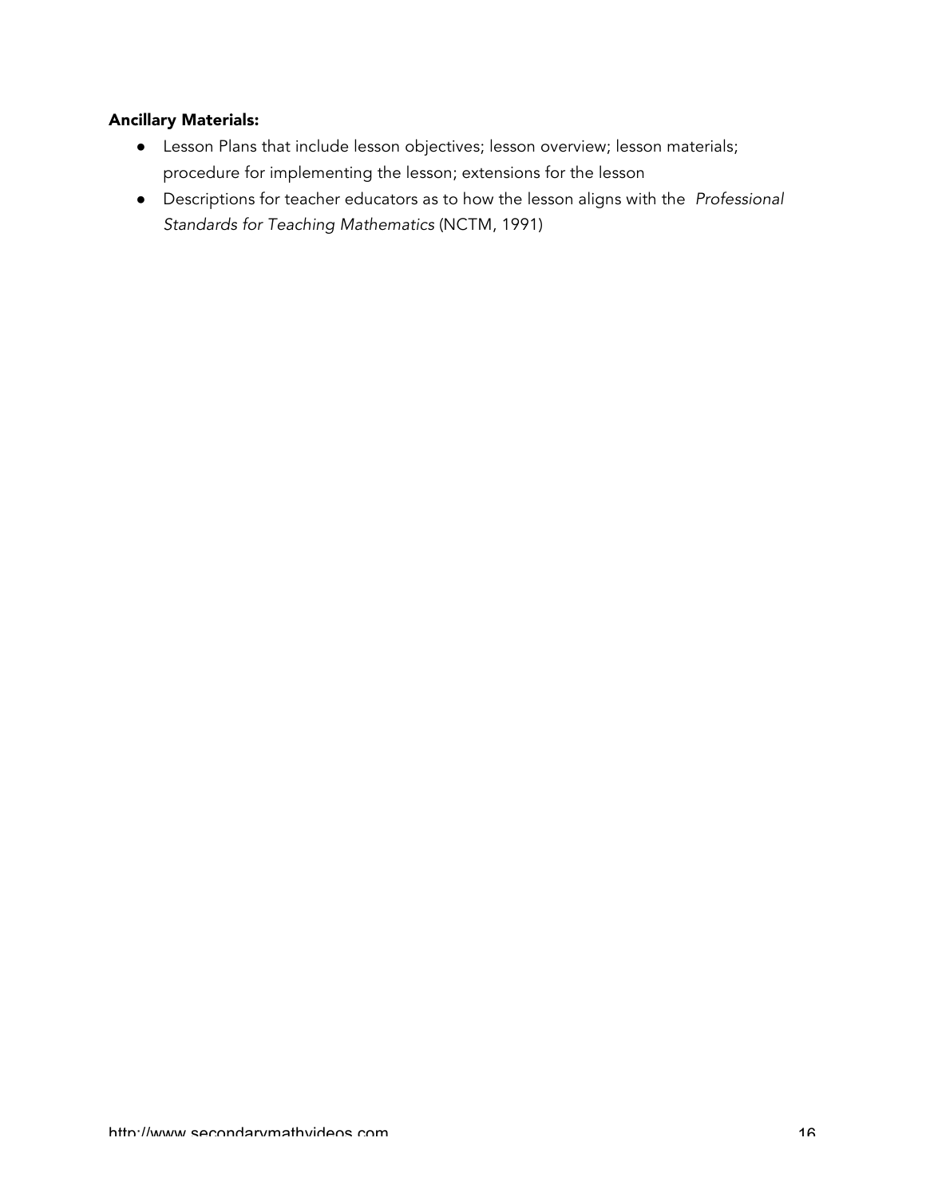**Ancillary Materials:**

- Lesson Plans that include lesson objectives; lesson overview; lesson materials; procedure for implementing the lesson; extensions for the lesson
- Descriptions for teacher educators as to how the lesson aligns with the *Professional Standards for Teaching Mathematics* (NCTM, 1991)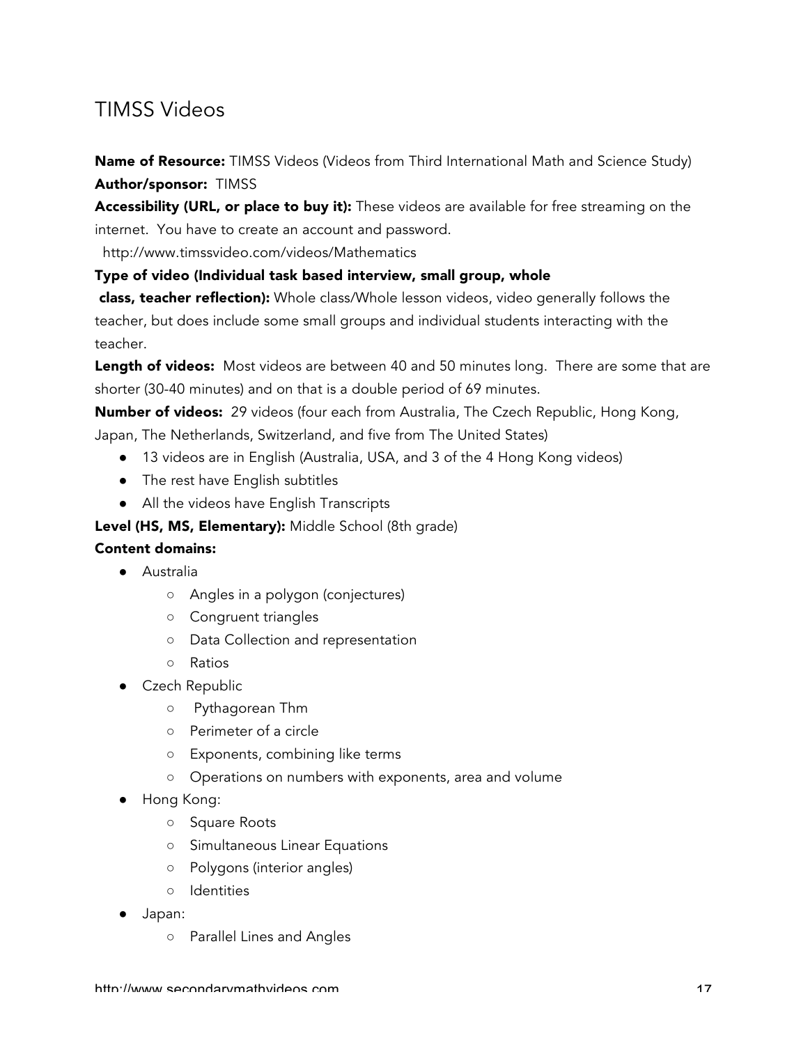# TIMSS Videos

**Name of Resource:** TIMSS Videos (Videos from Third International Math and Science Study)
**Author/sponsor:** TIMSS
**Accessibility (URL, or place to buy it):** These videos are available for free streaming on the internet. You have to create an account and password.
http://www.timssvideo.com/videos/Mathematics
**Type of video (Individual task based interview, small group, whole class, teacher reflection):** Whole class/Whole lesson videos, video generally follows the teacher, but does include some small groups and individual students interacting with the teacher.
**Length of videos:** Most videos are between 40 and 50 minutes long. There are some that are shorter (30-40 minutes) and on that is a double period of 69 minutes.
**Number of videos:** 29 videos (four each from Australia, The Czech Republic, Hong Kong, Japan, The Netherlands, Switzerland, and five from The United States)

- 13 videos are in English (Australia, USA, and 3 of the 4 Hong Kong videos)
- The rest have English subtitles
- All the videos have English Transcripts

**Level (HS, MS, Elementary):** Middle School (8th grade)
**Content domains:**

- Australia
  - Angles in a polygon (conjectures)
  - Congruent triangles
  - Data Collection and representation
  - Ratios
- Czech Republic
  - Pythagorean Thm
  - Perimeter of a circle
  - Exponents, combining like terms
  - Operations on numbers with exponents, area and volume
- Hong Kong:
  - Square Roots
  - Simultaneous Linear Equations
  - Polygons (interior angles)
  - Identities
- Japan:
  - Parallel Lines and Angles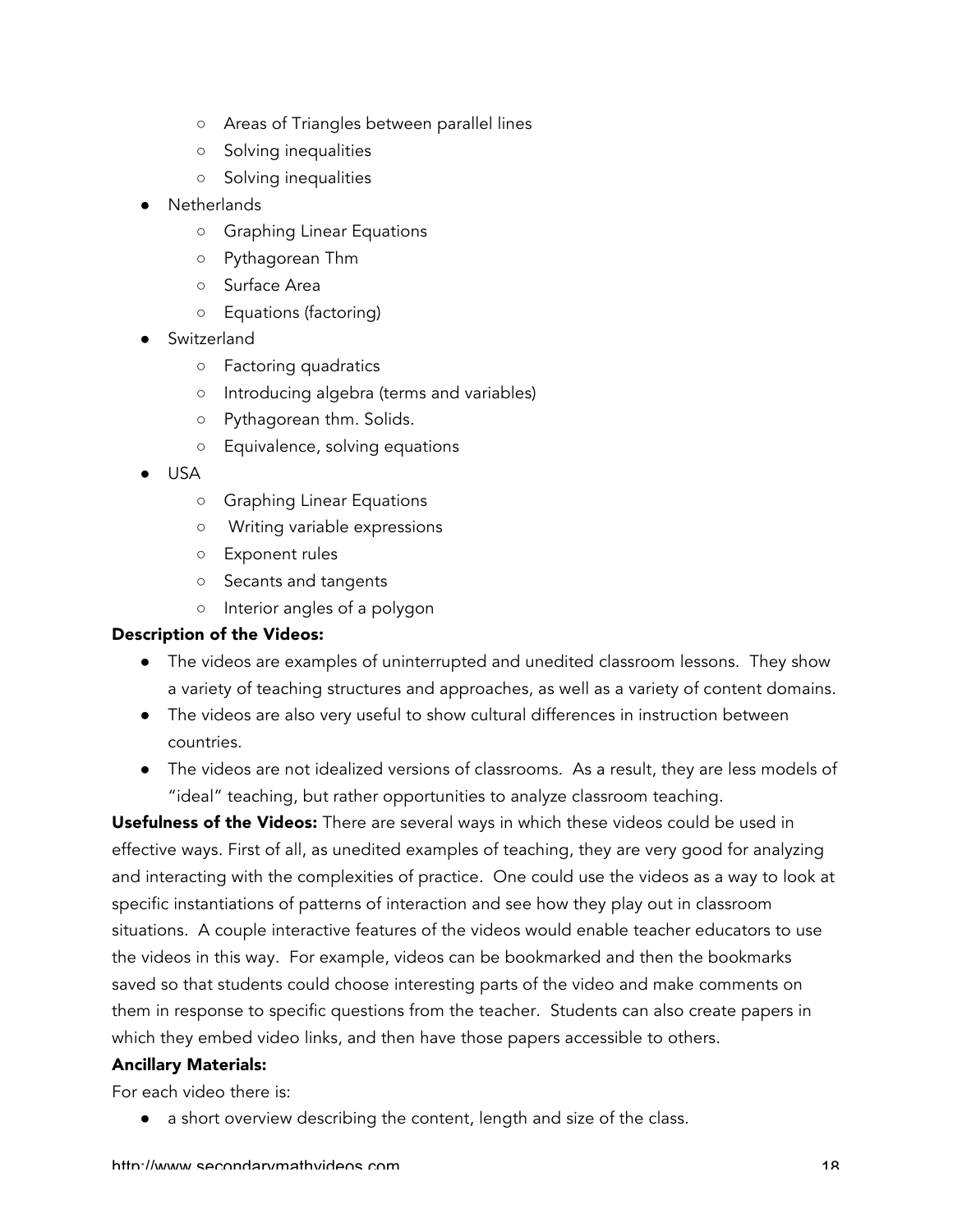- Areas of Triangles between parallel lines
    - Solving inequalities
    - Solving inequalities
- Netherlands
    - Graphing Linear Equations
    - Pythagorean Thm
    - Surface Area
    - Equations (factoring)
- Switzerland
    - Factoring quadratics
    - Introducing algebra (terms and variables)
    - Pythagorean thm. Solids.
    - Equivalence, solving equations
- USA
    - Graphing Linear Equations
    - Writing variable expressions
    - Exponent rules
    - Secants and tangents
    - Interior angles of a polygon

**Description of the Videos:**

- The videos are examples of uninterrupted and unedited classroom lessons. They show a variety of teaching structures and approaches, as well as a variety of content domains.
- The videos are also very useful to show cultural differences in instruction between countries.
- The videos are not idealized versions of classrooms. As a result, they are less models of "ideal" teaching, but rather opportunities to analyze classroom teaching.

**Usefulness of the Videos:** There are several ways in which these videos could be used in effective ways. First of all, as unedited examples of teaching, they are very good for analyzing and interacting with the complexities of practice. One could use the videos as a way to look at specific instantiations of patterns of interaction and see how they play out in classroom situations. A couple interactive features of the videos would enable teacher educators to use the videos in this way. For example, videos can be bookmarked and then the bookmarks saved so that students could choose interesting parts of the video and make comments on them in response to specific questions from the teacher. Students can also create papers in which they embed video links, and then have those papers accessible to others.

**Ancillary Materials:**

For each video there is:

- a short overview describing the content, length and size of the class.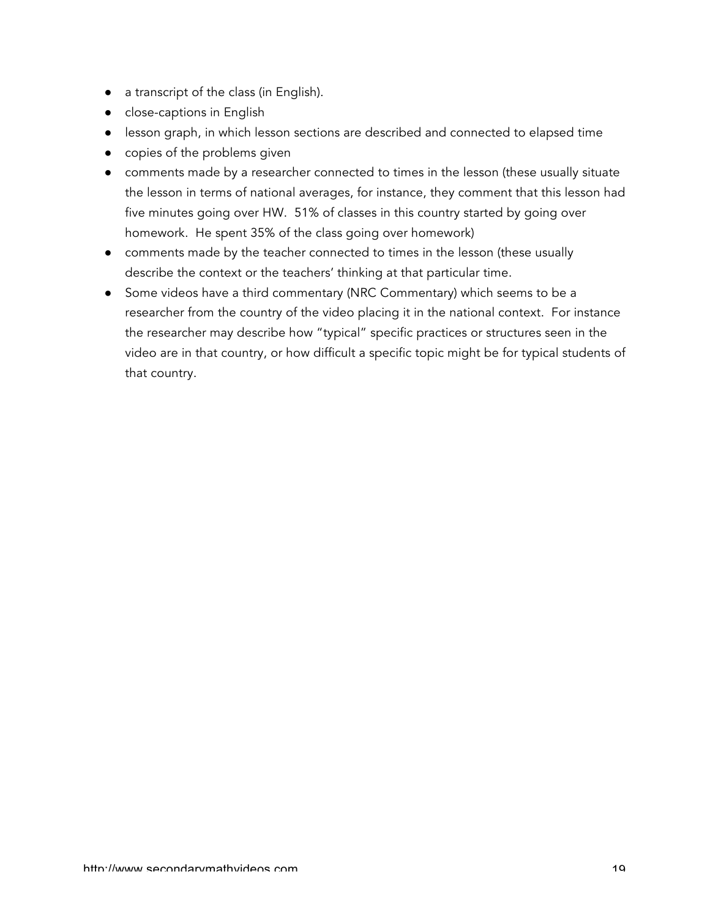- a transcript of the class (in English).
- close-captions in English
- lesson graph, in which lesson sections are described and connected to elapsed time
- copies of the problems given
- comments made by a researcher connected to times in the lesson (these usually situate the lesson in terms of national averages, for instance, they comment that this lesson had five minutes going over HW. 51% of classes in this country started by going over homework. He spent 35% of the class going over homework)
- comments made by the teacher connected to times in the lesson (these usually describe the context or the teachers' thinking at that particular time.
- Some videos have a third commentary (NRC Commentary) which seems to be a researcher from the country of the video placing it in the national context. For instance the researcher may describe how "typical" specific practices or structures seen in the video are in that country, or how difficult a specific topic might be for typical students of that country.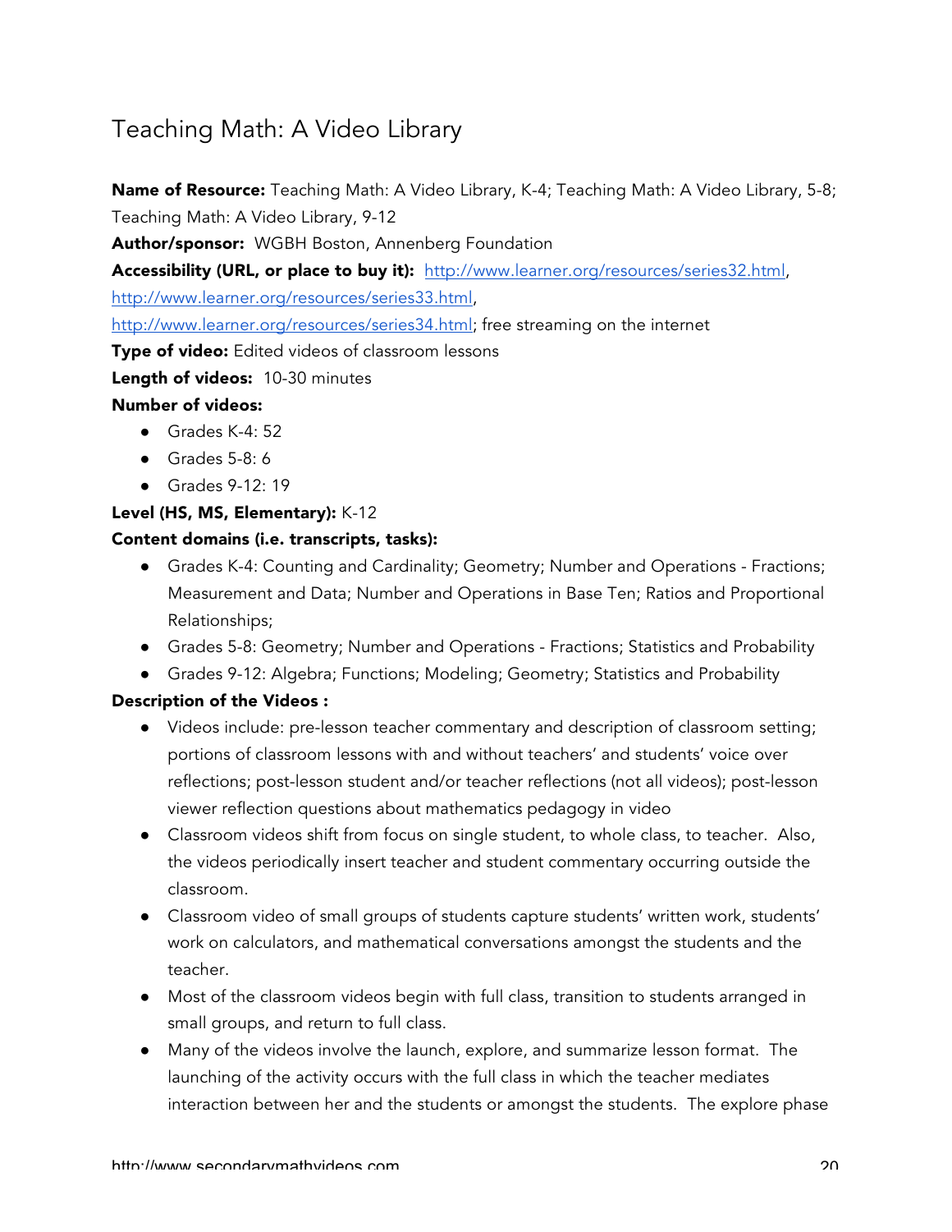## Teaching Math: A Video Library

**Name of Resource:** Teaching Math: A Video Library, K-4; Teaching Math: A Video Library, 5-8; Teaching Math: A Video Library, 9-12

**Author/sponsor:** WGBH Boston, Annenberg Foundation

**Accessibility (URL, or place to buy it):** http://www.learner.org/resources/series32.html, http://www.learner.org/resources/series33.html, http://www.learner.org/resources/series34.html; free streaming on the internet

**Type of video:** Edited videos of classroom lessons

**Length of videos:** 10-30 minutes

**Number of videos:**

- Grades K-4: 52
- Grades 5-8: 6
- Grades 9-12: 19

**Level (HS, MS, Elementary):** K-12

**Content domains (i.e. transcripts, tasks):**

- Grades K-4: Counting and Cardinality; Geometry; Number and Operations - Fractions; Measurement and Data; Number and Operations in Base Ten; Ratios and Proportional Relationships;
- Grades 5-8: Geometry; Number and Operations - Fractions; Statistics and Probability
- Grades 9-12: Algebra; Functions; Modeling; Geometry; Statistics and Probability

**Description of the Videos :**

- Videos include: pre-lesson teacher commentary and description of classroom setting; portions of classroom lessons with and without teachers' and students' voice over reflections; post-lesson student and/or teacher reflections (not all videos); post-lesson viewer reflection questions about mathematics pedagogy in video
- Classroom videos shift from focus on single student, to whole class, to teacher. Also, the videos periodically insert teacher and student commentary occurring outside the classroom.
- Classroom video of small groups of students capture students' written work, students' work on calculators, and mathematical conversations amongst the students and the teacher.
- Most of the classroom videos begin with full class, transition to students arranged in small groups, and return to full class.
- Many of the videos involve the launch, explore, and summarize lesson format. The launching of the activity occurs with the full class in which the teacher mediates interaction between her and the students or amongst the students. The explore phase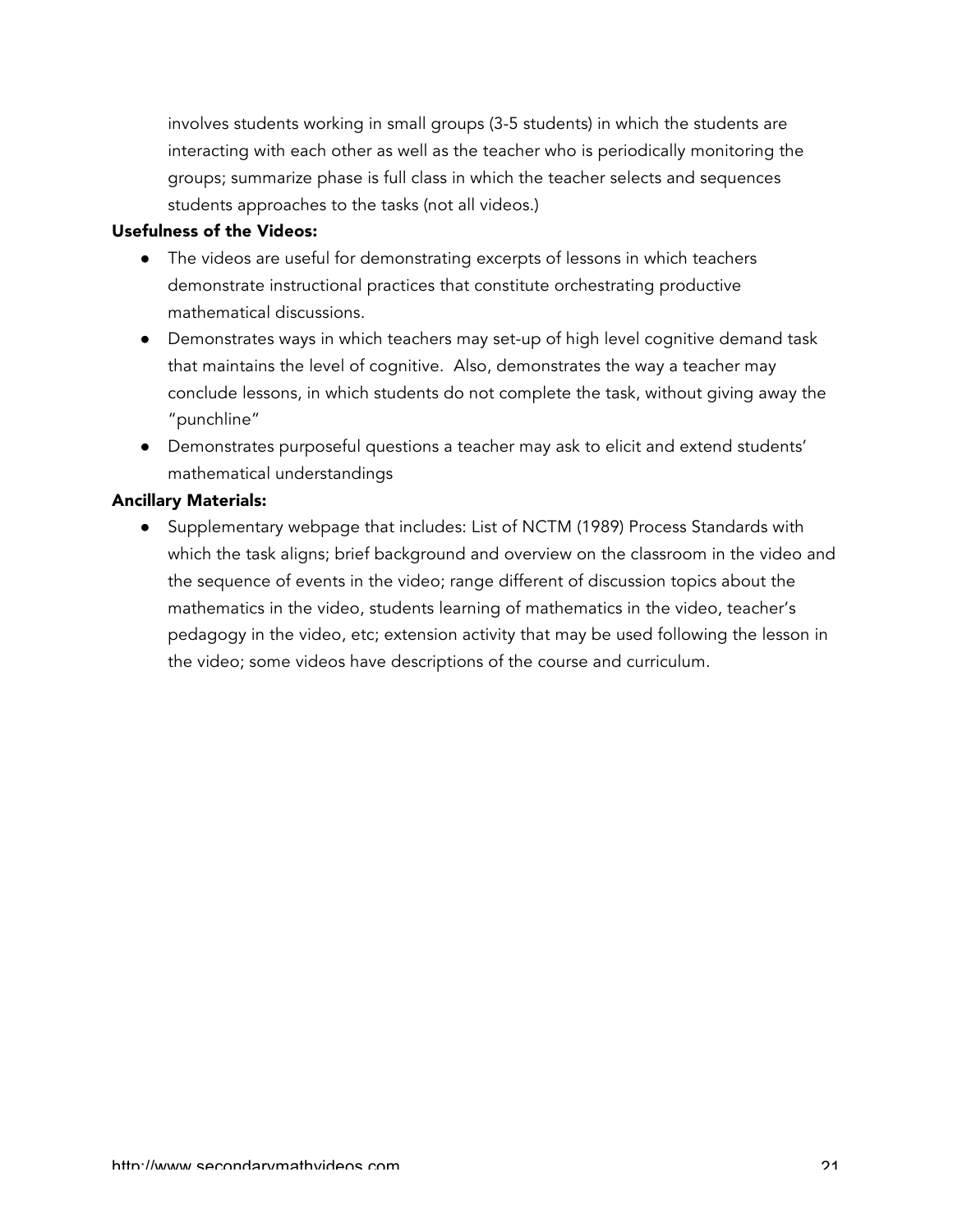involves students working in small groups (3-5 students) in which the students are interacting with each other as well as the teacher who is periodically monitoring the groups; summarize phase is full class in which the teacher selects and sequences students approaches to the tasks (not all videos.)

**Usefulness of the Videos:**

- The videos are useful for demonstrating excerpts of lessons in which teachers demonstrate instructional practices that constitute orchestrating productive mathematical discussions.
- Demonstrates ways in which teachers may set-up of high level cognitive demand task that maintains the level of cognitive. Also, demonstrates the way a teacher may conclude lessons, in which students do not complete the task, without giving away the "punchline"
- Demonstrates purposeful questions a teacher may ask to elicit and extend students' mathematical understandings

**Ancillary Materials:**

- Supplementary webpage that includes: List of NCTM (1989) Process Standards with which the task aligns; brief background and overview on the classroom in the video and the sequence of events in the video; range different of discussion topics about the mathematics in the video, students learning of mathematics in the video, teacher's pedagogy in the video, etc; extension activity that may be used following the lesson in the video; some videos have descriptions of the course and curriculum.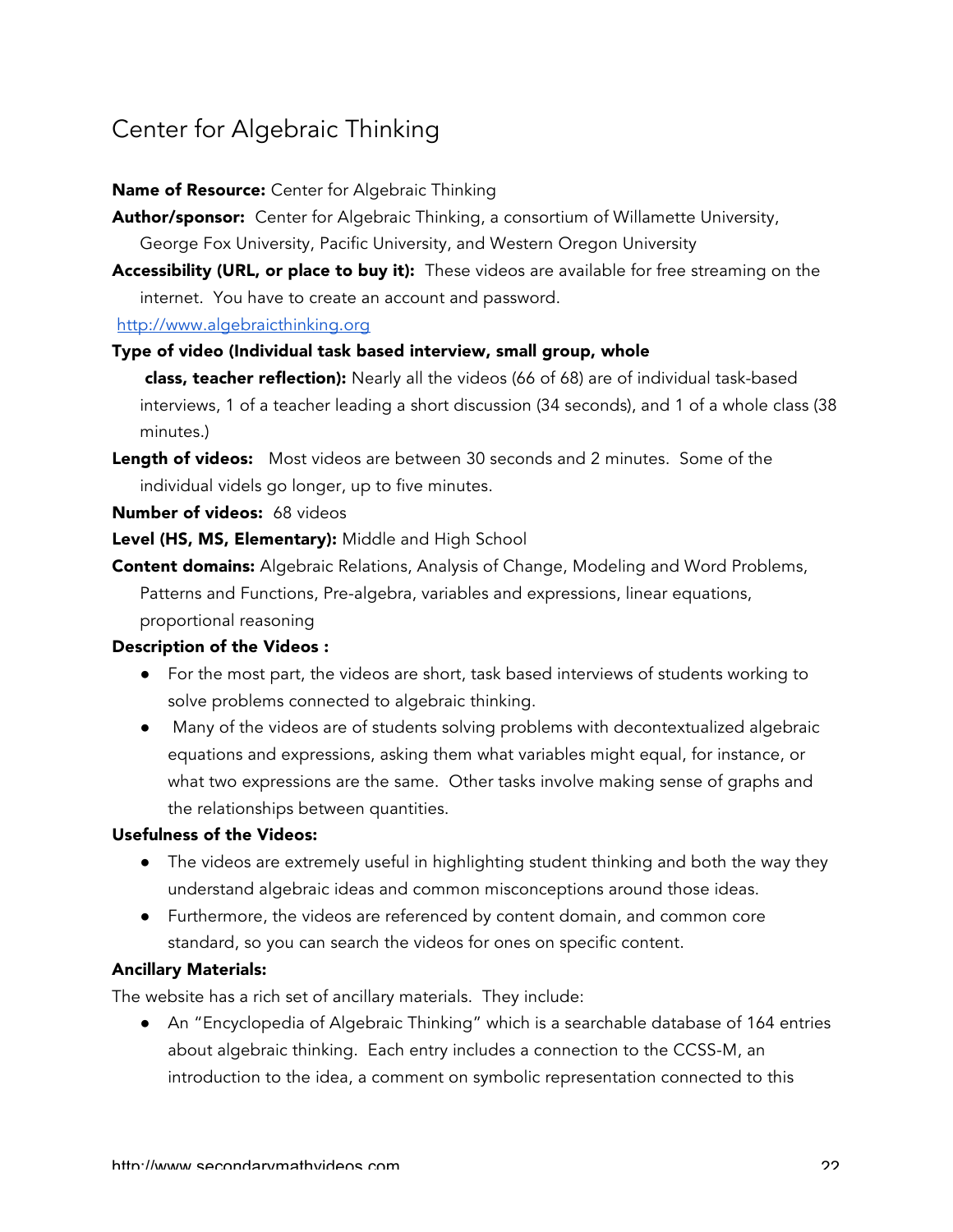## Center for Algebraic Thinking

**Name of Resource:** Center for Algebraic Thinking

**Author/sponsor:** Center for Algebraic Thinking, a consortium of Willamette University, George Fox University, Pacific University, and Western Oregon University

**Accessibility (URL, or place to buy it):** These videos are available for free streaming on the internet. You have to create an account and password.

http://www.algebraicthinking.org

**Type of video (Individual task based interview, small group, whole class, teacher reflection):** Nearly all the videos (66 of 68) are of individual task-based interviews, 1 of a teacher leading a short discussion (34 seconds), and 1 of a whole class (38 minutes.)

**Length of videos:** Most videos are between 30 seconds and 2 minutes. Some of the individual videls go longer, up to five minutes.

**Number of videos:** 68 videos

**Level (HS, MS, Elementary):** Middle and High School

**Content domains:** Algebraic Relations, Analysis of Change, Modeling and Word Problems, Patterns and Functions, Pre-algebra, variables and expressions, linear equations, proportional reasoning

**Description of the Videos :**

- For the most part, the videos are short, task based interviews of students working to solve problems connected to algebraic thinking.
- Many of the videos are of students solving problems with decontextualized algebraic equations and expressions, asking them what variables might equal, for instance, or what two expressions are the same. Other tasks involve making sense of graphs and the relationships between quantities.

**Usefulness of the Videos:**

- The videos are extremely useful in highlighting student thinking and both the way they understand algebraic ideas and common misconceptions around those ideas.
- Furthermore, the videos are referenced by content domain, and common core standard, so you can search the videos for ones on specific content.

**Ancillary Materials:**

The website has a rich set of ancillary materials. They include:

- An "Encyclopedia of Algebraic Thinking" which is a searchable database of 164 entries about algebraic thinking. Each entry includes a connection to the CCSS-M, an introduction to the idea, a comment on symbolic representation connected to this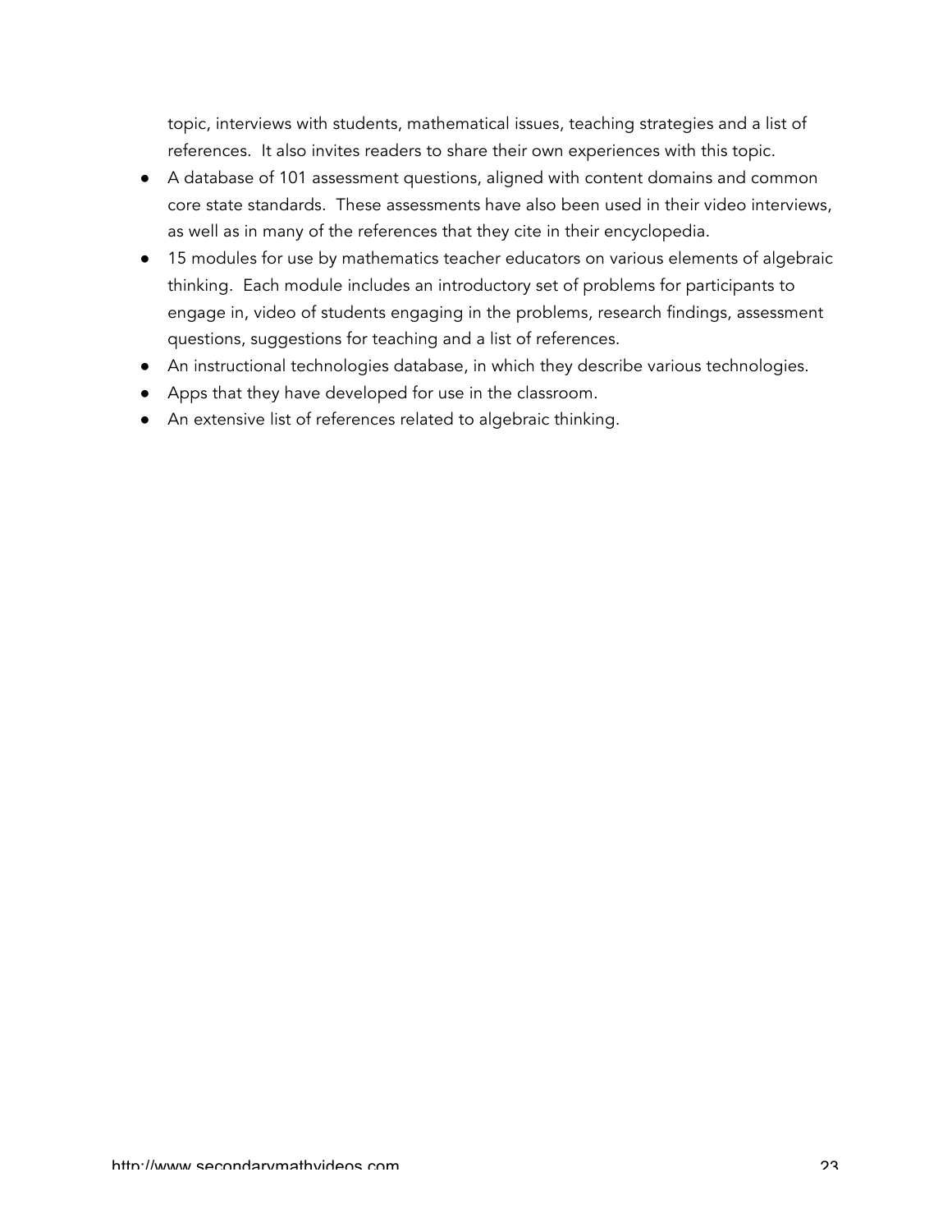topic, interviews with students, mathematical issues, teaching strategies and a list of references. It also invites readers to share their own experiences with this topic.

- A database of 101 assessment questions, aligned with content domains and common core state standards. These assessments have also been used in their video interviews, as well as in many of the references that they cite in their encyclopedia.
- 15 modules for use by mathematics teacher educators on various elements of algebraic thinking. Each module includes an introductory set of problems for participants to engage in, video of students engaging in the problems, research findings, assessment questions, suggestions for teaching and a list of references.
- An instructional technologies database, in which they describe various technologies.
- Apps that they have developed for use in the classroom.
- An extensive list of references related to algebraic thinking.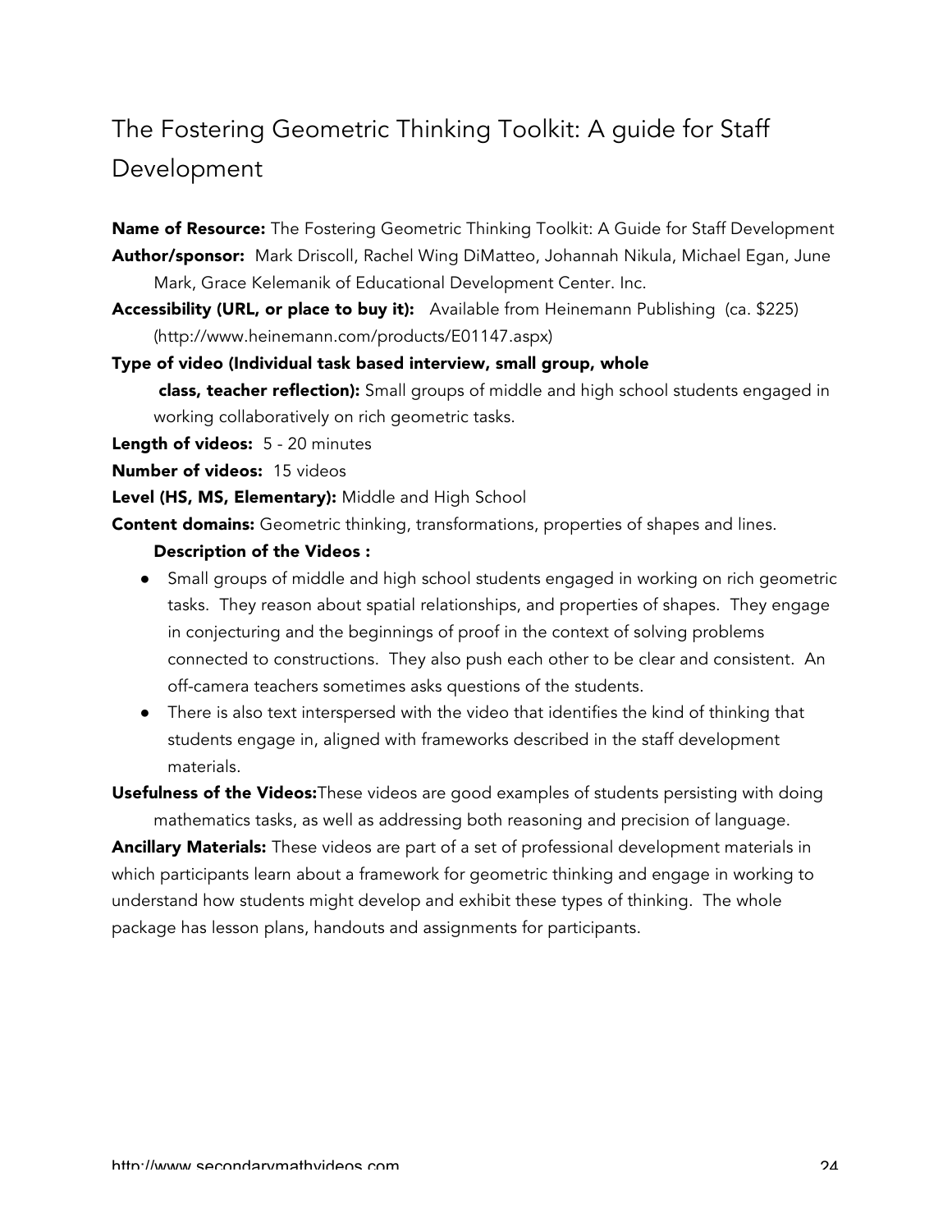# The Fostering Geometric Thinking Toolkit: A guide for Staff Development

**Name of Resource:** The Fostering Geometric Thinking Toolkit: A Guide for Staff Development

**Author/sponsor:** Mark Driscoll, Rachel Wing DiMatteo, Johannah Nikula, Michael Egan, June Mark, Grace Kelemanik of Educational Development Center. Inc.

**Accessibility (URL, or place to buy it):** Available from Heinemann Publishing (ca. $225) (http://www.heinemann.com/products/E01147.aspx)

**Type of video (Individual task based interview, small group, whole class, teacher reflection):** Small groups of middle and high school students engaged in working collaboratively on rich geometric tasks.

**Length of videos:** 5 - 20 minutes

**Number of videos:** 15 videos

**Level (HS, MS, Elementary):** Middle and High School

**Content domains:** Geometric thinking, transformations, properties of shapes and lines.

**Description of the Videos :**

- Small groups of middle and high school students engaged in working on rich geometric tasks. They reason about spatial relationships, and properties of shapes. They engage in conjecturing and the beginnings of proof in the context of solving problems connected to constructions. They also push each other to be clear and consistent. An off-camera teachers sometimes asks questions of the students.
- There is also text interspersed with the video that identifies the kind of thinking that students engage in, aligned with frameworks described in the staff development materials.

**Usefulness of the Videos:** These videos are good examples of students persisting with doing mathematics tasks, as well as addressing both reasoning and precision of language.

**Ancillary Materials:** These videos are part of a set of professional development materials in which participants learn about a framework for geometric thinking and engage in working to understand how students might develop and exhibit these types of thinking. The whole package has lesson plans, handouts and assignments for participants.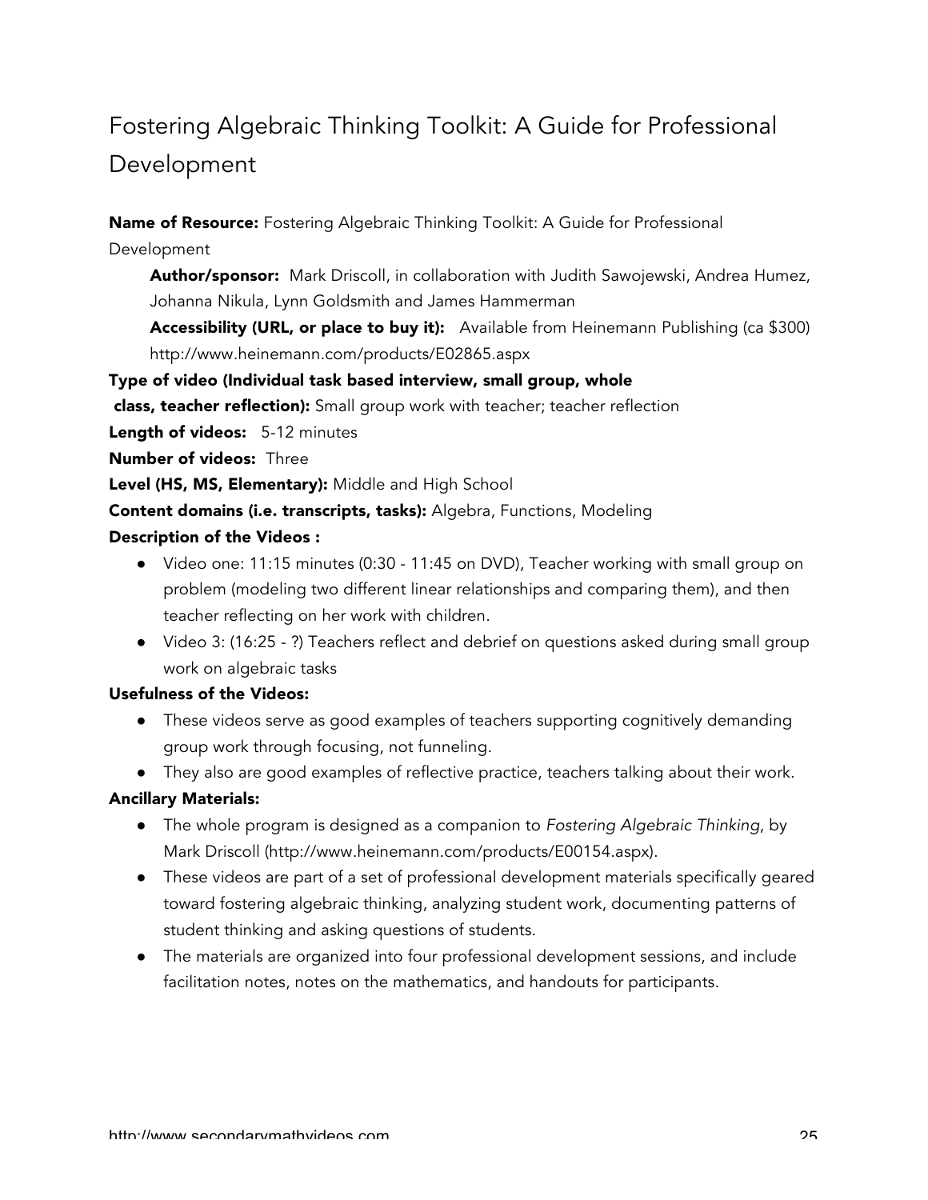# Fostering Algebraic Thinking Toolkit: A Guide for Professional Development

**Name of Resource:** Fostering Algebraic Thinking Toolkit: A Guide for Professional Development

**Author/sponsor:** Mark Driscoll, in collaboration with Judith Sawojewski, Andrea Humez, Johanna Nikula, Lynn Goldsmith and James Hammerman

**Accessibility (URL, or place to buy it):** Available from Heinemann Publishing (ca $300) http://www.heinemann.com/products/E02865.aspx

**Type of video (Individual task based interview, small group, whole class, teacher reflection):** Small group work with teacher; teacher reflection

**Length of videos:** 5-12 minutes

**Number of videos:** Three

**Level (HS, MS, Elementary):** Middle and High School

**Content domains (i.e. transcripts, tasks):** Algebra, Functions, Modeling

**Description of the Videos :**

- Video one: 11:15 minutes (0:30 - 11:45 on DVD), Teacher working with small group on problem (modeling two different linear relationships and comparing them), and then teacher reflecting on her work with children.
- Video 3: (16:25 - ?) Teachers reflect and debrief on questions asked during small group work on algebraic tasks

**Usefulness of the Videos:**

- These videos serve as good examples of teachers supporting cognitively demanding group work through focusing, not funneling.
- They also are good examples of reflective practice, teachers talking about their work.

**Ancillary Materials:**

- The whole program is designed as a companion to *Fostering Algebraic Thinking*, by Mark Driscoll (http://www.heinemann.com/products/E00154.aspx).
- These videos are part of a set of professional development materials specifically geared toward fostering algebraic thinking, analyzing student work, documenting patterns of student thinking and asking questions of students.
- The materials are organized into four professional development sessions, and include facilitation notes, notes on the mathematics, and handouts for participants.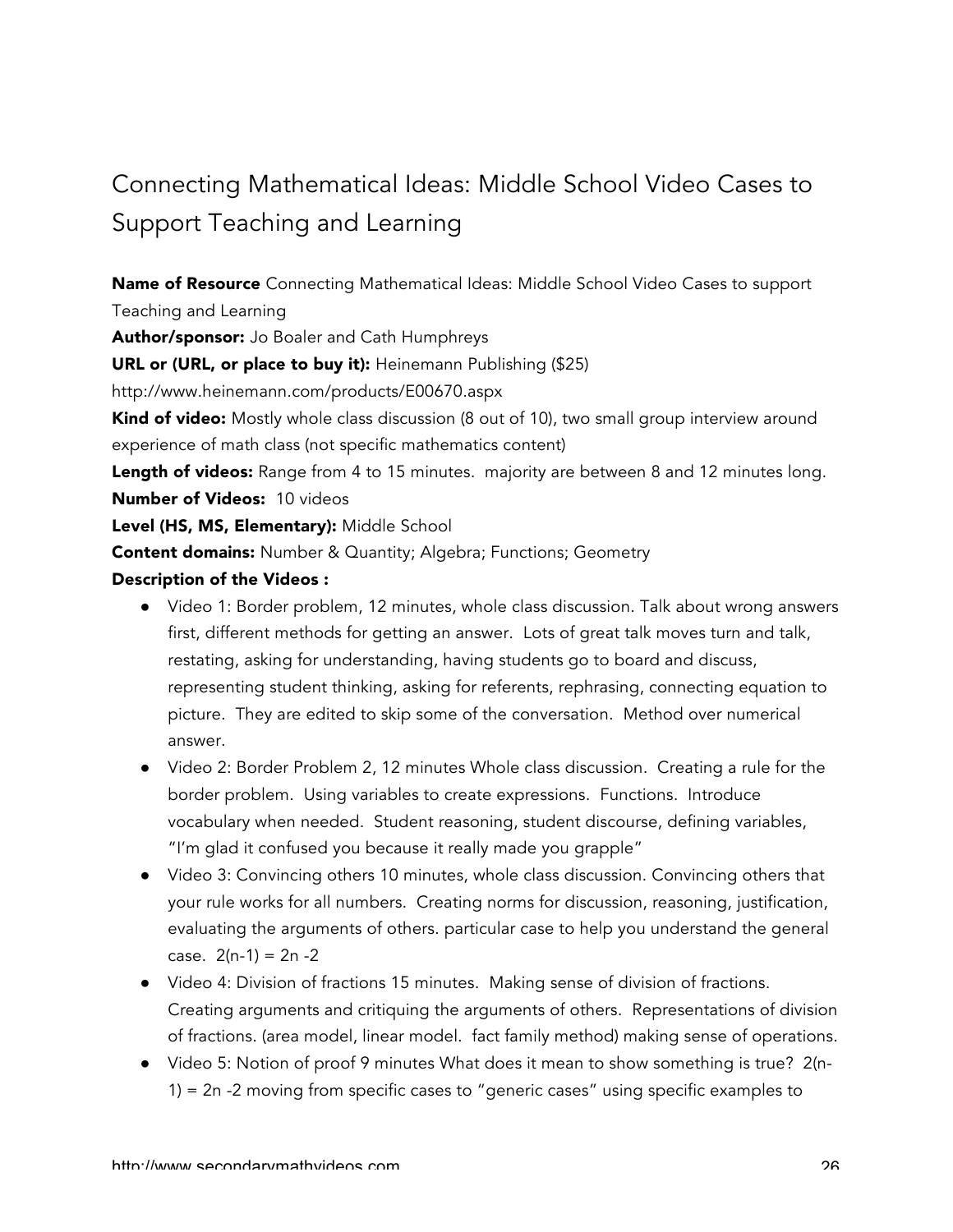# Connecting Mathematical Ideas: Middle School Video Cases to Support Teaching and Learning

**Name of Resource** Connecting Mathematical Ideas: Middle School Video Cases to support Teaching and Learning

**Author/sponsor:** Jo Boaler and Cath Humphreys

**URL or (URL, or place to buy it):** Heinemann Publishing ($25)
http://www.heinemann.com/products/E00670.aspx

**Kind of video:** Mostly whole class discussion (8 out of 10), two small group interview around experience of math class (not specific mathematics content)

**Length of videos:** Range from 4 to 15 minutes. majority are between 8 and 12 minutes long.

**Number of Videos:** 10 videos

**Level (HS, MS, Elementary):** Middle School

**Content domains:** Number & Quantity; Algebra; Functions; Geometry

**Description of the Videos :**

- Video 1: Border problem, 12 minutes, whole class discussion. Talk about wrong answers first, different methods for getting an answer. Lots of great talk moves turn and talk, restating, asking for understanding, having students go to board and discuss, representing student thinking, asking for referents, rephrasing, connecting equation to picture. They are edited to skip some of the conversation. Method over numerical answer.
- Video 2: Border Problem 2, 12 minutes Whole class discussion. Creating a rule for the border problem. Using variables to create expressions. Functions. Introduce vocabulary when needed. Student reasoning, student discourse, defining variables, “I’m glad it confused you because it really made you grapple”
- Video 3: Convincing others 10 minutes, whole class discussion. Convincing others that your rule works for all numbers. Creating norms for discussion, reasoning, justification, evaluating the arguments of others. particular case to help you understand the general case. $2(n-1) = 2n - 2$
- Video 4: Division of fractions 15 minutes. Making sense of division of fractions. Creating arguments and critiquing the arguments of others. Representations of division of fractions. (area model, linear model. fact family method) making sense of operations.
- Video 5: Notion of proof 9 minutes What does it mean to show something is true? $2(n-1) = 2n - 2$ moving from specific cases to “generic cases” using specific examples to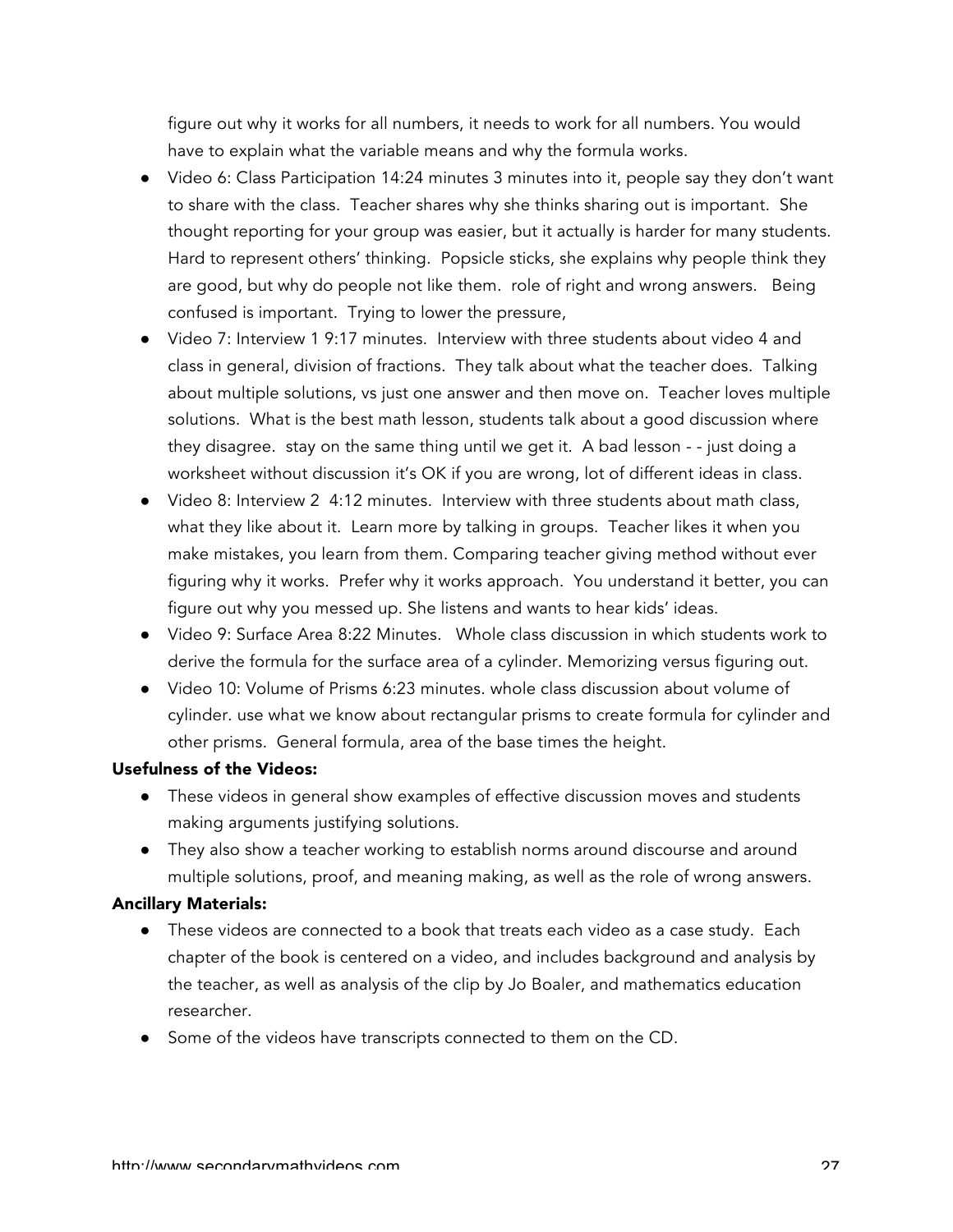figure out why it works for all numbers, it needs to work for all numbers. You would have to explain what the variable means and why the formula works.

- Video 6: Class Participation 14:24 minutes 3 minutes into it, people say they don't want to share with the class. Teacher shares why she thinks sharing out is important. She thought reporting for your group was easier, but it actually is harder for many students. Hard to represent others' thinking. Popsicle sticks, she explains why people think they are good, but why do people not like them. role of right and wrong answers. Being confused is important. Trying to lower the pressure,
- Video 7: Interview 1 9:17 minutes. Interview with three students about video 4 and class in general, division of fractions. They talk about what the teacher does. Talking about multiple solutions, vs just one answer and then move on. Teacher loves multiple solutions. What is the best math lesson, students talk about a good discussion where they disagree. stay on the same thing until we get it. A bad lesson - - just doing a worksheet without discussion it's OK if you are wrong, lot of different ideas in class.
- Video 8: Interview 2 4:12 minutes. Interview with three students about math class, what they like about it. Learn more by talking in groups. Teacher likes it when you make mistakes, you learn from them. Comparing teacher giving method without ever figuring why it works. Prefer why it works approach. You understand it better, you can figure out why you messed up. She listens and wants to hear kids' ideas.
- Video 9: Surface Area 8:22 Minutes. Whole class discussion in which students work to derive the formula for the surface area of a cylinder. Memorizing versus figuring out.
- Video 10: Volume of Prisms 6:23 minutes. whole class discussion about volume of cylinder. use what we know about rectangular prisms to create formula for cylinder and other prisms. General formula, area of the base times the height.

**Usefulness of the Videos:**

- These videos in general show examples of effective discussion moves and students making arguments justifying solutions.
- They also show a teacher working to establish norms around discourse and around multiple solutions, proof, and meaning making, as well as the role of wrong answers.

**Ancillary Materials:**

- These videos are connected to a book that treats each video as a case study. Each chapter of the book is centered on a video, and includes background and analysis by the teacher, as well as analysis of the clip by Jo Boaler, and mathematics education researcher.
- Some of the videos have transcripts connected to them on the CD.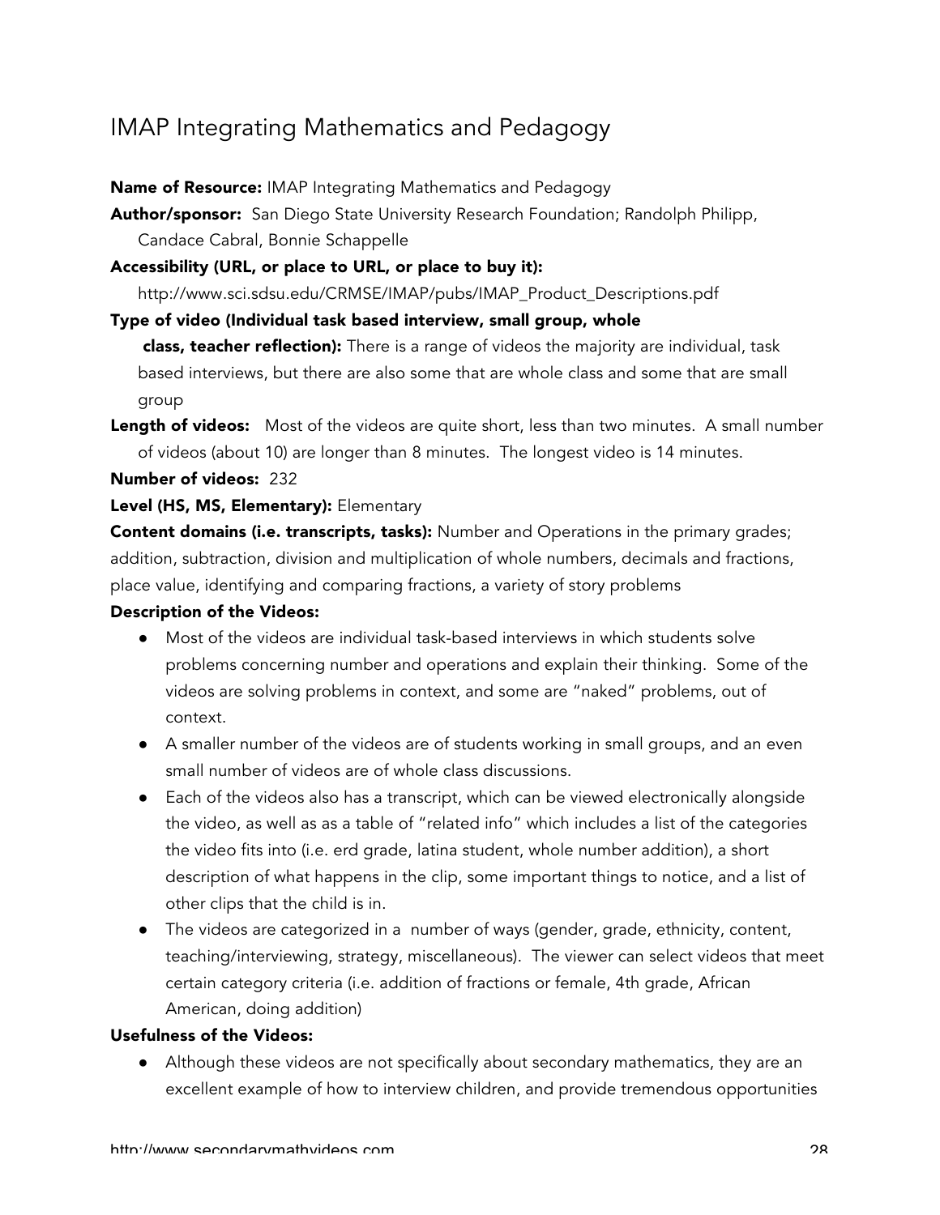## IMAP Integrating Mathematics and Pedagogy

**Name of Resource:** IMAP Integrating Mathematics and Pedagogy

**Author/sponsor:** San Diego State University Research Foundation; Randolph Philipp, Candace Cabral, Bonnie Schappelle

**Accessibility (URL, or place to URL, or place to buy it):** http://www.sci.sdsu.edu/CRMSE/IMAP/pubs/IMAP_Product_Descriptions.pdf

**Type of video (Individual task based interview, small group, whole class, teacher reflection):** There is a range of videos the majority are individual, task based interviews, but there are also some that are whole class and some that are small group

**Length of videos:** Most of the videos are quite short, less than two minutes. A small number of videos (about 10) are longer than 8 minutes. The longest video is 14 minutes.

**Number of videos:** 232

**Level (HS, MS, Elementary):** Elementary

**Content domains (i.e. transcripts, tasks):** Number and Operations in the primary grades; addition, subtraction, division and multiplication of whole numbers, decimals and fractions, place value, identifying and comparing fractions, a variety of story problems

**Description of the Videos:**

- Most of the videos are individual task-based interviews in which students solve problems concerning number and operations and explain their thinking. Some of the videos are solving problems in context, and some are "naked" problems, out of context.
- A smaller number of the videos are of students working in small groups, and an even small number of videos are of whole class discussions.
- Each of the videos also has a transcript, which can be viewed electronically alongside the video, as well as as a table of "related info" which includes a list of the categories the video fits into (i.e. erd grade, latina student, whole number addition), a short description of what happens in the clip, some important things to notice, and a list of other clips that the child is in.
- The videos are categorized in a number of ways (gender, grade, ethnicity, content, teaching/interviewing, strategy, miscellaneous). The viewer can select videos that meet certain category criteria (i.e. addition of fractions or female, 4th grade, African American, doing addition)

**Usefulness of the Videos:**

- Although these videos are not specifically about secondary mathematics, they are an excellent example of how to interview children, and provide tremendous opportunities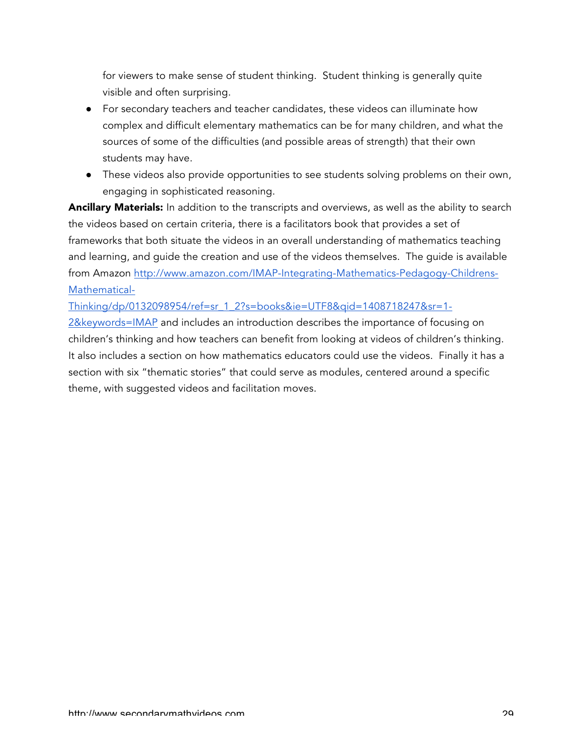for viewers to make sense of student thinking. Student thinking is generally quite visible and often surprising.

- For secondary teachers and teacher candidates, these videos can illuminate how complex and difficult elementary mathematics can be for many children, and what the sources of some of the difficulties (and possible areas of strength) that their own students may have.
- These videos also provide opportunities to see students solving problems on their own, engaging in sophisticated reasoning.

**Ancillary Materials:** In addition to the transcripts and overviews, as well as the ability to search the videos based on certain criteria, there is a facilitators book that provides a set of frameworks that both situate the videos in an overall understanding of mathematics teaching and learning, and guide the creation and use of the videos themselves. The guide is available from Amazon http://www.amazon.com/IMAP-Integrating-Mathematics-Pedagogy-Childrens-Mathematical-Thinking/dp/0132098954/ref=sr_1_2?s=books&ie=UTF8&qid=1408718247&sr=1-2&keywords=IMAP and includes an introduction describes the importance of focusing on children's thinking and how teachers can benefit from looking at videos of children's thinking. It also includes a section on how mathematics educators could use the videos. Finally it has a section with six "thematic stories" that could serve as modules, centered around a specific theme, with suggested videos and facilitation moves.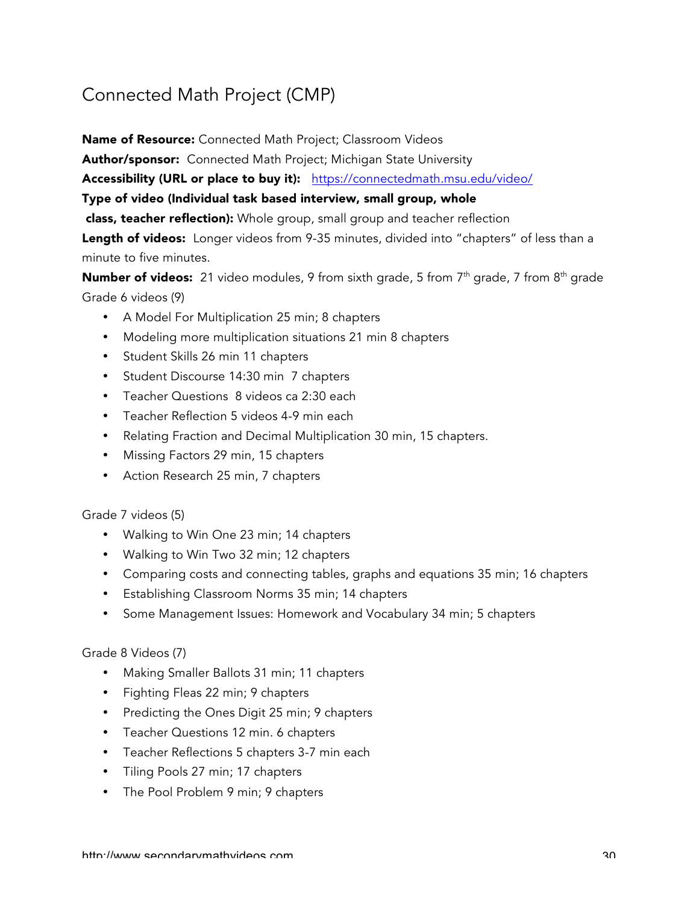# Connected Math Project (CMP)

**Name of Resource:** Connected Math Project; Classroom Videos

**Author/sponsor:** Connected Math Project; Michigan State University

**Accessibility (URL or place to buy it):** https://connectedmath.msu.edu/video/

**Type of video (Individual task based interview, small group, whole class, teacher reflection):** Whole group, small group and teacher reflection

**Length of videos:** Longer videos from 9-35 minutes, divided into "chapters" of less than a minute to five minutes.

**Number of videos:** 21 video modules, 9 from sixth grade, 5 from 7th grade, 7 from 8th grade

Grade 6 videos (9)

- A Model For Multiplication 25 min; 8 chapters
- Modeling more multiplication situations 21 min 8 chapters
- Student Skills 26 min 11 chapters
- Student Discourse 14:30 min 7 chapters
- Teacher Questions 8 videos ca 2:30 each
- Teacher Reflection 5 videos 4-9 min each
- Relating Fraction and Decimal Multiplication 30 min, 15 chapters.
- Missing Factors 29 min, 15 chapters
- Action Research 25 min, 7 chapters

Grade 7 videos (5)

- Walking to Win One 23 min; 14 chapters
- Walking to Win Two 32 min; 12 chapters
- Comparing costs and connecting tables, graphs and equations 35 min; 16 chapters
- Establishing Classroom Norms 35 min; 14 chapters
- Some Management Issues: Homework and Vocabulary 34 min; 5 chapters

Grade 8 Videos (7)

- Making Smaller Ballots 31 min; 11 chapters
- Fighting Fleas 22 min; 9 chapters
- Predicting the Ones Digit 25 min; 9 chapters
- Teacher Questions 12 min. 6 chapters
- Teacher Reflections 5 chapters 3-7 min each
- Tiling Pools 27 min; 17 chapters
- The Pool Problem 9 min; 9 chapters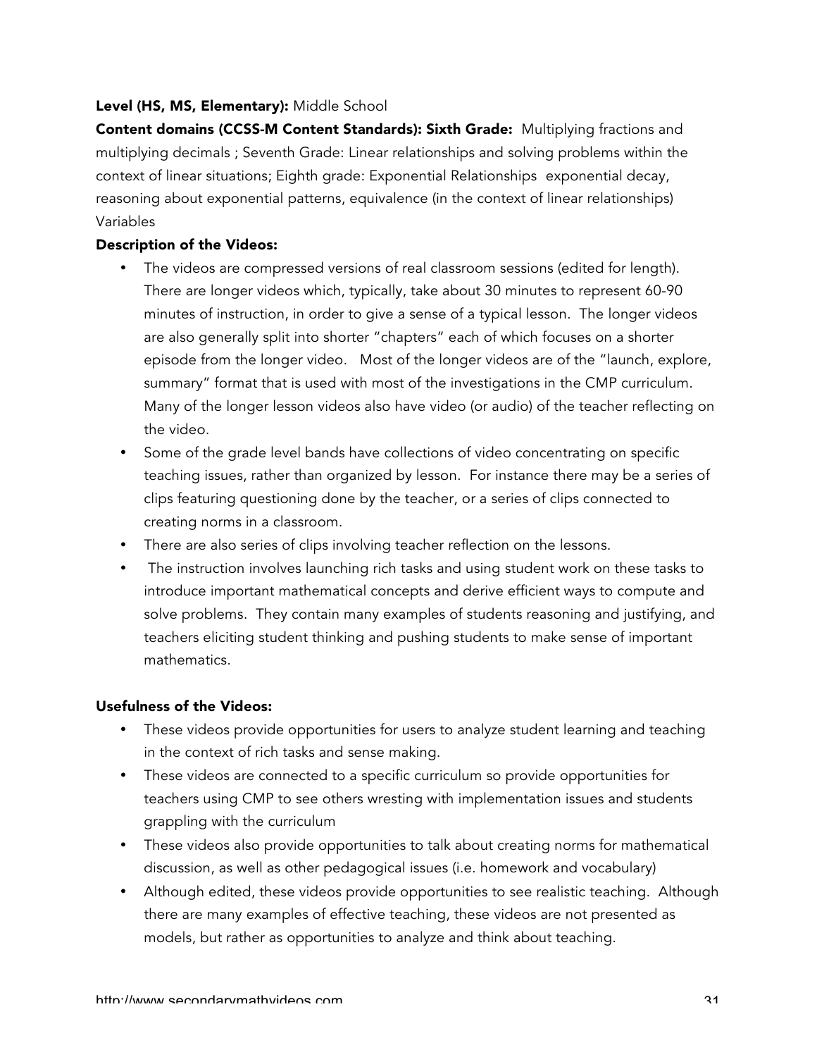**Level (HS, MS, Elementary):** Middle School

**Content domains (CCSS-M Content Standards): Sixth Grade:** Multiplying fractions and multiplying decimals ; Seventh Grade: Linear relationships and solving problems within the context of linear situations; Eighth grade: Exponential Relationships exponential decay, reasoning about exponential patterns, equivalence (in the context of linear relationships) Variables

**Description of the Videos:**

- The videos are compressed versions of real classroom sessions (edited for length). There are longer videos which, typically, take about 30 minutes to represent 60-90 minutes of instruction, in order to give a sense of a typical lesson. The longer videos are also generally split into shorter "chapters" each of which focuses on a shorter episode from the longer video. Most of the longer videos are of the "launch, explore, summary" format that is used with most of the investigations in the CMP curriculum. Many of the longer lesson videos also have video (or audio) of the teacher reflecting on the video.
- Some of the grade level bands have collections of video concentrating on specific teaching issues, rather than organized by lesson. For instance there may be a series of clips featuring questioning done by the teacher, or a series of clips connected to creating norms in a classroom.
- There are also series of clips involving teacher reflection on the lessons.
- The instruction involves launching rich tasks and using student work on these tasks to introduce important mathematical concepts and derive efficient ways to compute and solve problems. They contain many examples of students reasoning and justifying, and teachers eliciting student thinking and pushing students to make sense of important mathematics.

**Usefulness of the Videos:**

- These videos provide opportunities for users to analyze student learning and teaching in the context of rich tasks and sense making.
- These videos are connected to a specific curriculum so provide opportunities for teachers using CMP to see others wresting with implementation issues and students grappling with the curriculum
- These videos also provide opportunities to talk about creating norms for mathematical discussion, as well as other pedagogical issues (i.e. homework and vocabulary)
- Although edited, these videos provide opportunities to see realistic teaching. Although there are many examples of effective teaching, these videos are not presented as models, but rather as opportunities to analyze and think about teaching.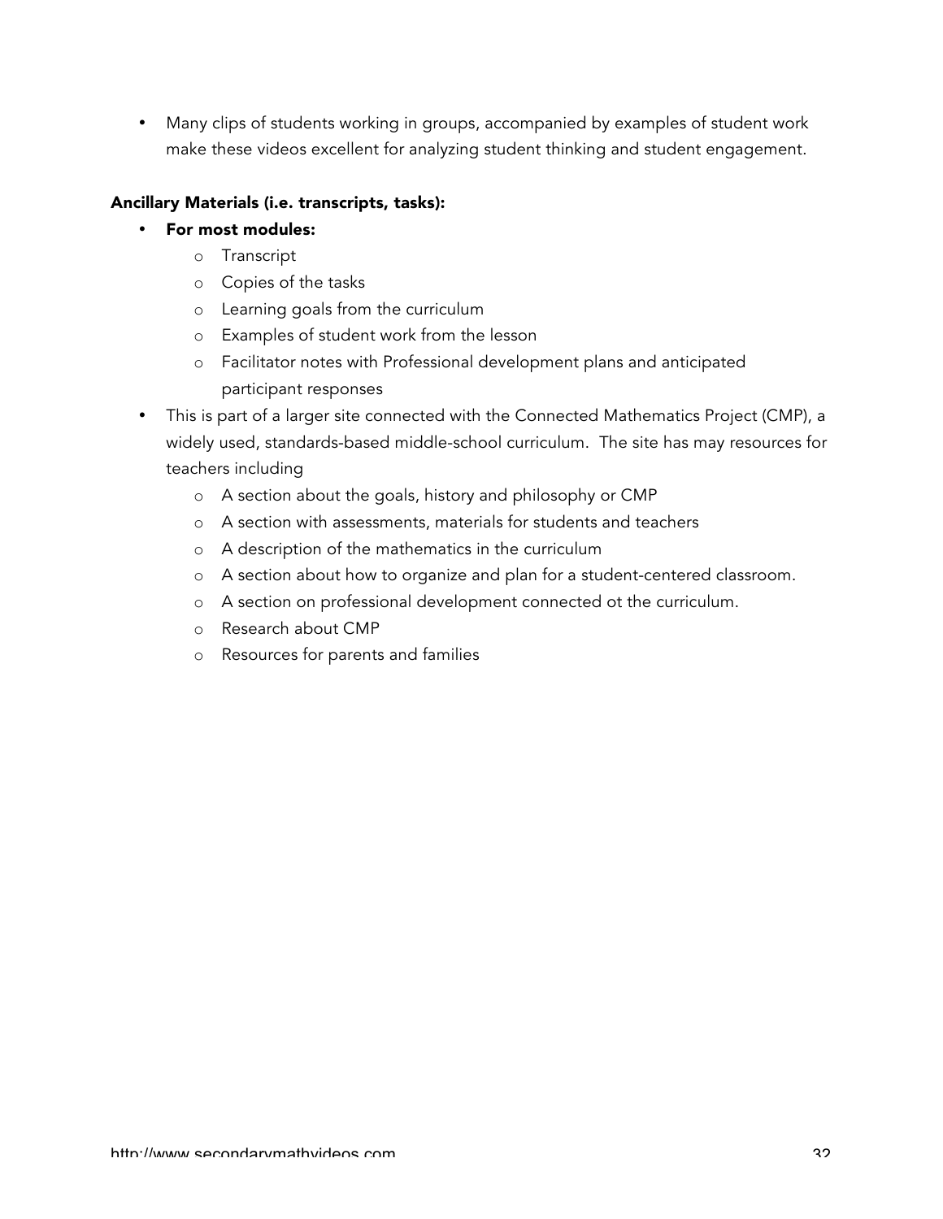- Many clips of students working in groups, accompanied by examples of student work make these videos excellent for analyzing student thinking and student engagement.

**Ancillary Materials (i.e. transcripts, tasks):**

- **For most modules:**
  - Transcript
  - Copies of the tasks
  - Learning goals from the curriculum
  - Examples of student work from the lesson
  - Facilitator notes with Professional development plans and anticipated participant responses
- This is part of a larger site connected with the Connected Mathematics Project (CMP), a widely used, standards-based middle-school curriculum. The site has may resources for teachers including
  - A section about the goals, history and philosophy or CMP
  - A section with assessments, materials for students and teachers
  - A description of the mathematics in the curriculum
  - A section about how to organize and plan for a student-centered classroom.
  - A section on professional development connected ot the curriculum.
  - Research about CMP
  - Resources for parents and families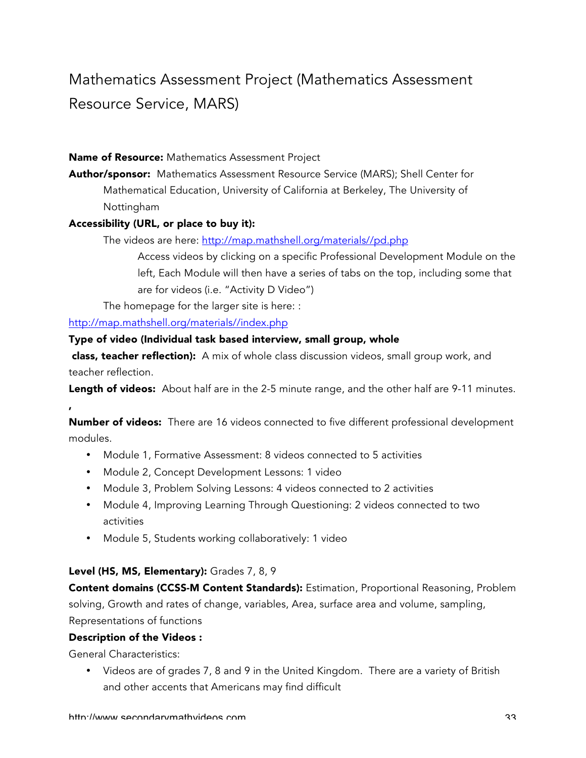# Mathematics Assessment Project (Mathematics Assessment Resource Service, MARS)

**Name of Resource:** Mathematics Assessment Project

**Author/sponsor:** Mathematics Assessment Resource Service (MARS); Shell Center for Mathematical Education, University of California at Berkeley, The University of Nottingham

**Accessibility (URL, or place to buy it):**

The videos are here: http://map.mathshell.org/materials//pd.php

Access videos by clicking on a specific Professional Development Module on the left, Each Module will then have a series of tabs on the top, including some that are for videos (i.e. "Activity D Video")

The homepage for the larger site is here: :

http://map.mathshell.org/materials//index.php

**Type of video (Individual task based interview, small group, whole class, teacher reflection):** A mix of whole class discussion videos, small group work, and teacher reflection.

**Length of videos:** About half are in the 2-5 minute range, and the other half are 9-11 minutes.

,

**Number of videos:** There are 16 videos connected to five different professional development modules.

- Module 1, Formative Assessment: 8 videos connected to 5 activities
- Module 2, Concept Development Lessons: 1 video
- Module 3, Problem Solving Lessons: 4 videos connected to 2 activities
- Module 4, Improving Learning Through Questioning: 2 videos connected to two activities
- Module 5, Students working collaboratively: 1 video

**Level (HS, MS, Elementary):** Grades 7, 8, 9

**Content domains (CCSS-M Content Standards):** Estimation, Proportional Reasoning, Problem solving, Growth and rates of change, variables, Area, surface area and volume, sampling, Representations of functions

**Description of the Videos :**

General Characteristics:

- Videos are of grades 7, 8 and 9 in the United Kingdom. There are a variety of British and other accents that Americans may find difficult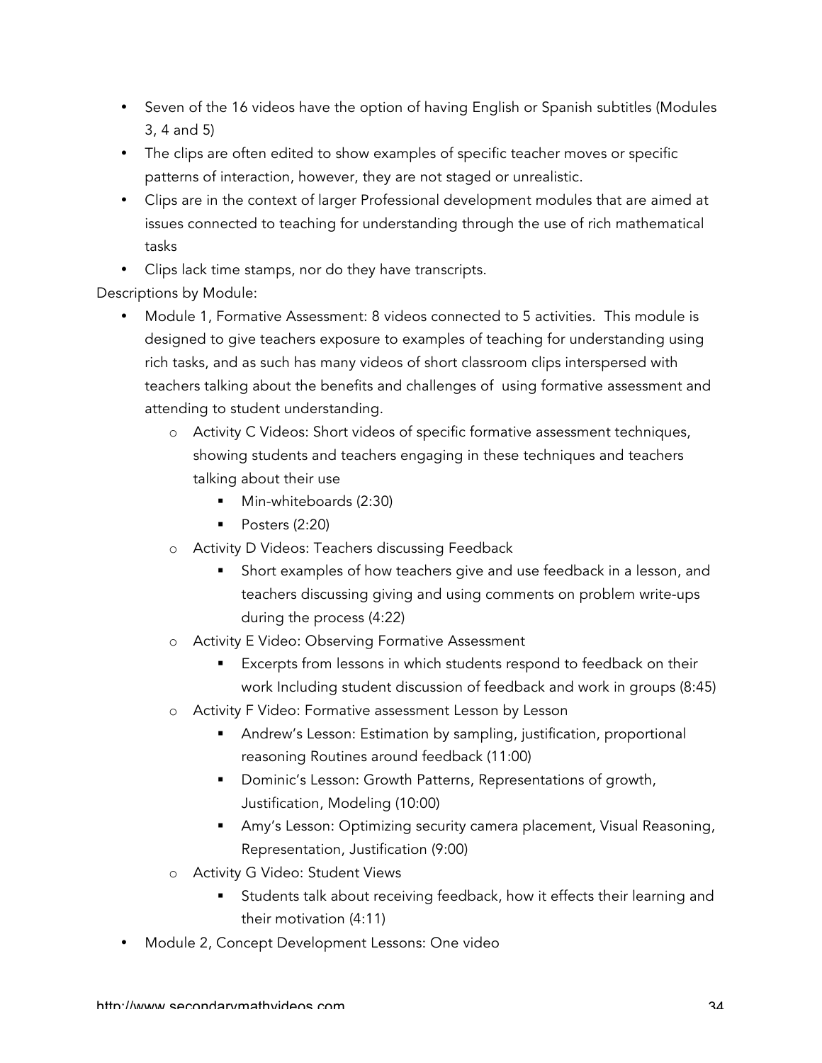- Seven of the 16 videos have the option of having English or Spanish subtitles (Modules 3, 4 and 5)
- The clips are often edited to show examples of specific teacher moves or specific patterns of interaction, however, they are not staged or unrealistic.
- Clips are in the context of larger Professional development modules that are aimed at issues connected to teaching for understanding through the use of rich mathematical tasks
- Clips lack time stamps, nor do they have transcripts.

Descriptions by Module:

- Module 1, Formative Assessment: 8 videos connected to 5 activities. This module is designed to give teachers exposure to examples of teaching for understanding using rich tasks, and as such has many videos of short classroom clips interspersed with teachers talking about the benefits and challenges of using formative assessment and attending to student understanding.
    - Activity C Videos: Short videos of specific formative assessment techniques, showing students and teachers engaging in these techniques and teachers talking about their use
        - Min-whiteboards (2:30)
        - Posters (2:20)
    - Activity D Videos: Teachers discussing Feedback
        - Short examples of how teachers give and use feedback in a lesson, and teachers discussing giving and using comments on problem write-ups during the process (4:22)
    - Activity E Video: Observing Formative Assessment
        - Excerpts from lessons in which students respond to feedback on their work Including student discussion of feedback and work in groups (8:45)
    - Activity F Video: Formative assessment Lesson by Lesson
        - Andrew's Lesson: Estimation by sampling, justification, proportional reasoning Routines around feedback (11:00)
        - Dominic's Lesson: Growth Patterns, Representations of growth, Justification, Modeling (10:00)
        - Amy's Lesson: Optimizing security camera placement, Visual Reasoning, Representation, Justification (9:00)
    - Activity G Video: Student Views
        - Students talk about receiving feedback, how it effects their learning and their motivation (4:11)
- Module 2, Concept Development Lessons: One video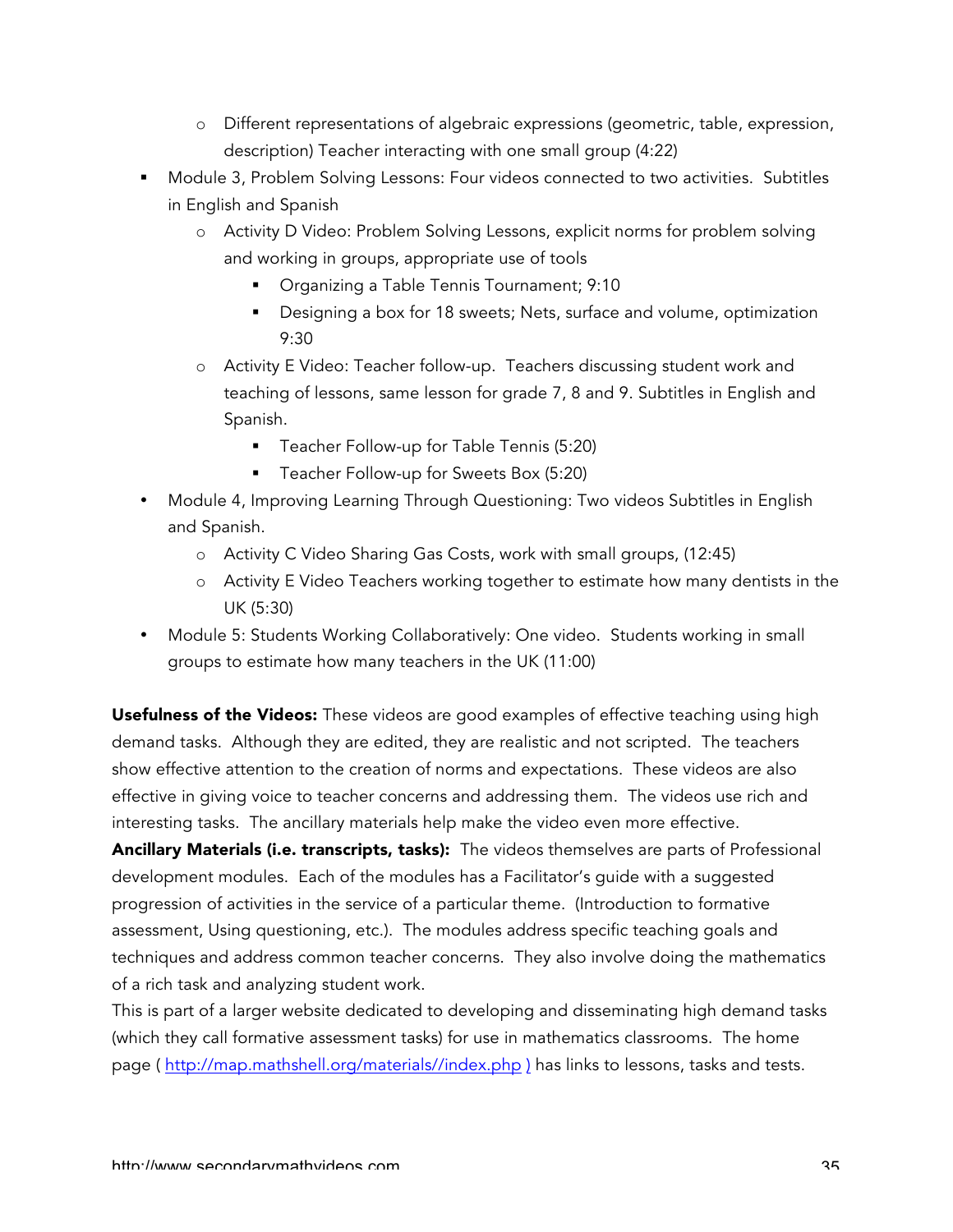- Different representations of algebraic expressions (geometric, table, expression, description) Teacher interacting with one small group (4:22)
- Module 3, Problem Solving Lessons: Four videos connected to two activities. Subtitles in English and Spanish
  - Activity D Video: Problem Solving Lessons, explicit norms for problem solving and working in groups, appropriate use of tools
    - Organizing a Table Tennis Tournament; 9:10
    - Designing a box for 18 sweets; Nets, surface and volume, optimization 9:30
  - Activity E Video: Teacher follow-up. Teachers discussing student work and teaching of lessons, same lesson for grade 7, 8 and 9. Subtitles in English and Spanish.
    - Teacher Follow-up for Table Tennis (5:20)
    - Teacher Follow-up for Sweets Box (5:20)
- Module 4, Improving Learning Through Questioning: Two videos Subtitles in English and Spanish.
  - Activity C Video Sharing Gas Costs, work with small groups, (12:45)
  - Activity E Video Teachers working together to estimate how many dentists in the UK (5:30)
- Module 5: Students Working Collaboratively: One video. Students working in small groups to estimate how many teachers in the UK (11:00)

**Usefulness of the Videos:** These videos are good examples of effective teaching using high demand tasks. Although they are edited, they are realistic and not scripted. The teachers show effective attention to the creation of norms and expectations. These videos are also effective in giving voice to teacher concerns and addressing them. The videos use rich and interesting tasks. The ancillary materials help make the video even more effective.

**Ancillary Materials (i.e. transcripts, tasks):** The videos themselves are parts of Professional development modules. Each of the modules has a Facilitator's guide with a suggested progression of activities in the service of a particular theme. (Introduction to formative assessment, Using questioning, etc.). The modules address specific teaching goals and techniques and address common teacher concerns. They also involve doing the mathematics of a rich task and analyzing student work.

This is part of a larger website dedicated to developing and disseminating high demand tasks (which they call formative assessment tasks) for use in mathematics classrooms. The home page ( http://map.mathshell.org/materials//index.php ) has links to lessons, tasks and tests.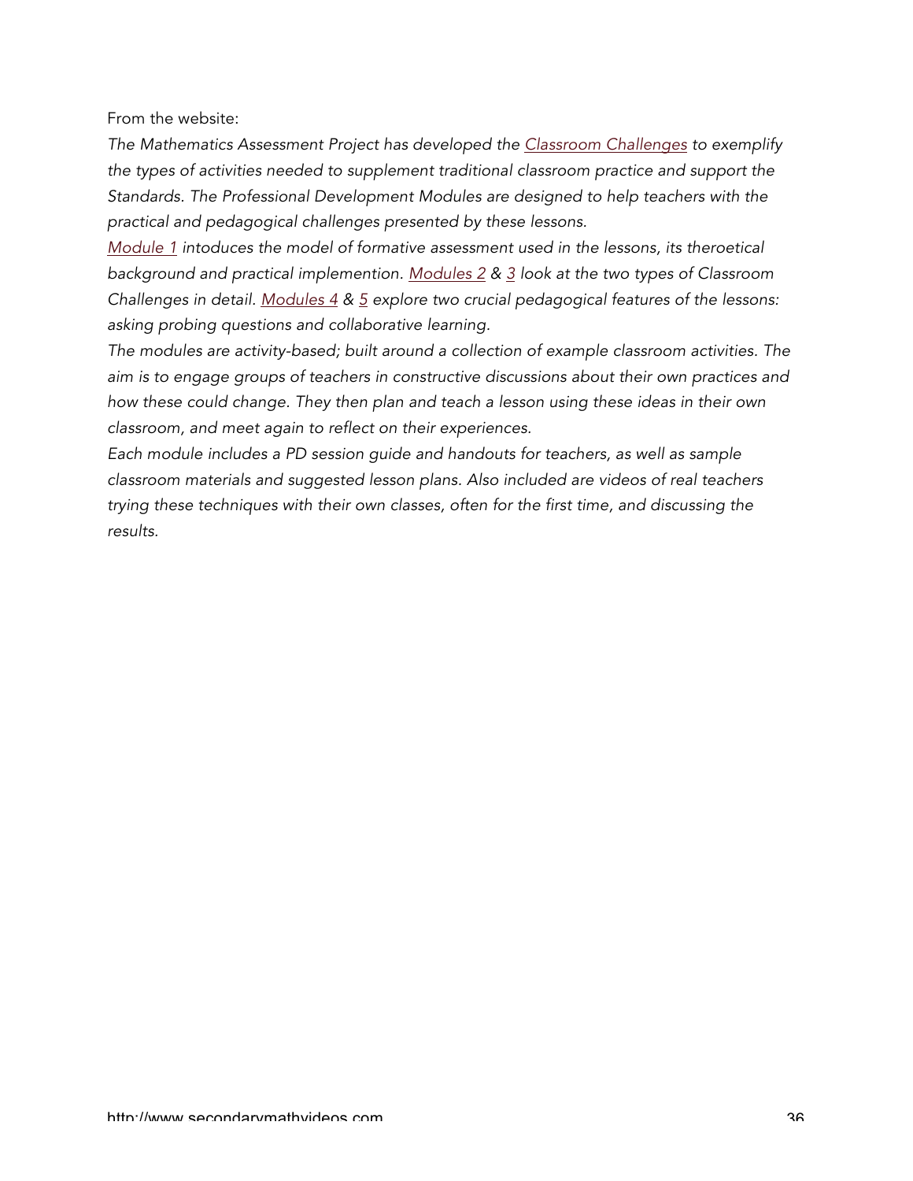From the website:

*The Mathematics Assessment Project has developed the Classroom Challenges to exemplify the types of activities needed to supplement traditional classroom practice and support the Standards. The Professional Development Modules are designed to help teachers with the practical and pedagogical challenges presented by these lessons.*

*Module 1 intoduces the model of formative assessment used in the lessons, its theroetical background and practical implemention. Modules 2 & 3 look at the two types of Classroom Challenges in detail. Modules 4 & 5 explore two crucial pedagogical features of the lessons: asking probing questions and collaborative learning.*

*The modules are activity-based; built around a collection of example classroom activities. The aim is to engage groups of teachers in constructive discussions about their own practices and how these could change. They then plan and teach a lesson using these ideas in their own classroom, and meet again to reflect on their experiences.*

*Each module includes a PD session guide and handouts for teachers, as well as sample classroom materials and suggested lesson plans. Also included are videos of real teachers trying these techniques with their own classes, often for the first time, and discussing the results.*